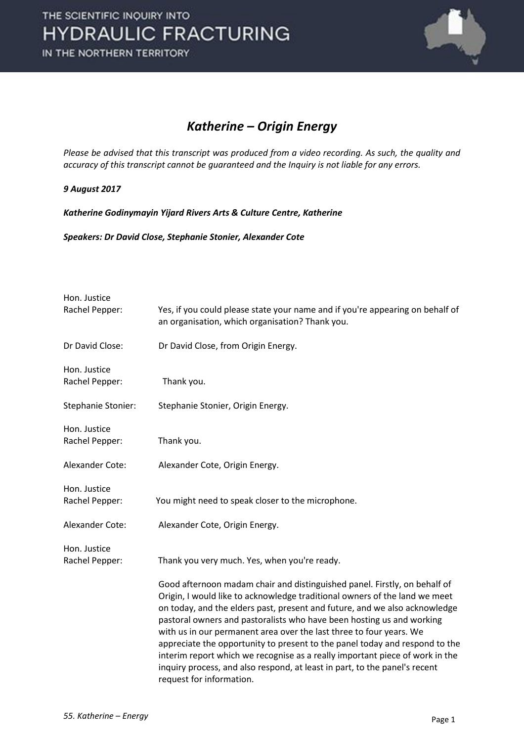# *Katherine – Origin Energy*

*Please be advised that this transcript was produced from a video recording. As such, the quality and accuracy of this transcript cannot be guaranteed and the Inquiry is not liable for any errors.*

***9 August 2017***

***Katherine Godinymayin Yijard Rivers Arts & Culture Centre, Katherine***

***Speakers: Dr David Close, Stephanie Stonier, Alexander Cote***

| | |
|---|---|
| Hon. Justice Rachel Pepper: | Yes, if you could please state your name and if you're appearing on behalf of an organisation, which organisation? Thank you. |
| Dr David Close: | Dr David Close, from Origin Energy. |
| Hon. Justice Rachel Pepper: | Thank you. |
| Stephanie Stonier: | Stephanie Stonier, Origin Energy. |
| Hon. Justice Rachel Pepper: | Thank you. |
| Alexander Cote: | Alexander Cote, Origin Energy. |
| Hon. Justice Rachel Pepper: | You might need to speak closer to the microphone. |
| Alexander Cote: | Alexander Cote, Origin Energy. |
| Hon. Justice Rachel Pepper: | Thank you very much. Yes, when you're ready. |
| | Good afternoon madam chair and distinguished panel. Firstly, on behalf of Origin, I would like to acknowledge traditional owners of the land we meet on today, and the elders past, present and future, and we also acknowledge pastoral owners and pastoralists who have been hosting us and working with us in our permanent area over the last three to four years. We appreciate the opportunity to present to the panel today and respond to the interim report which we recognise as a really important piece of work in the inquiry process, and also respond, at least in part, to the panel's recent request for information. |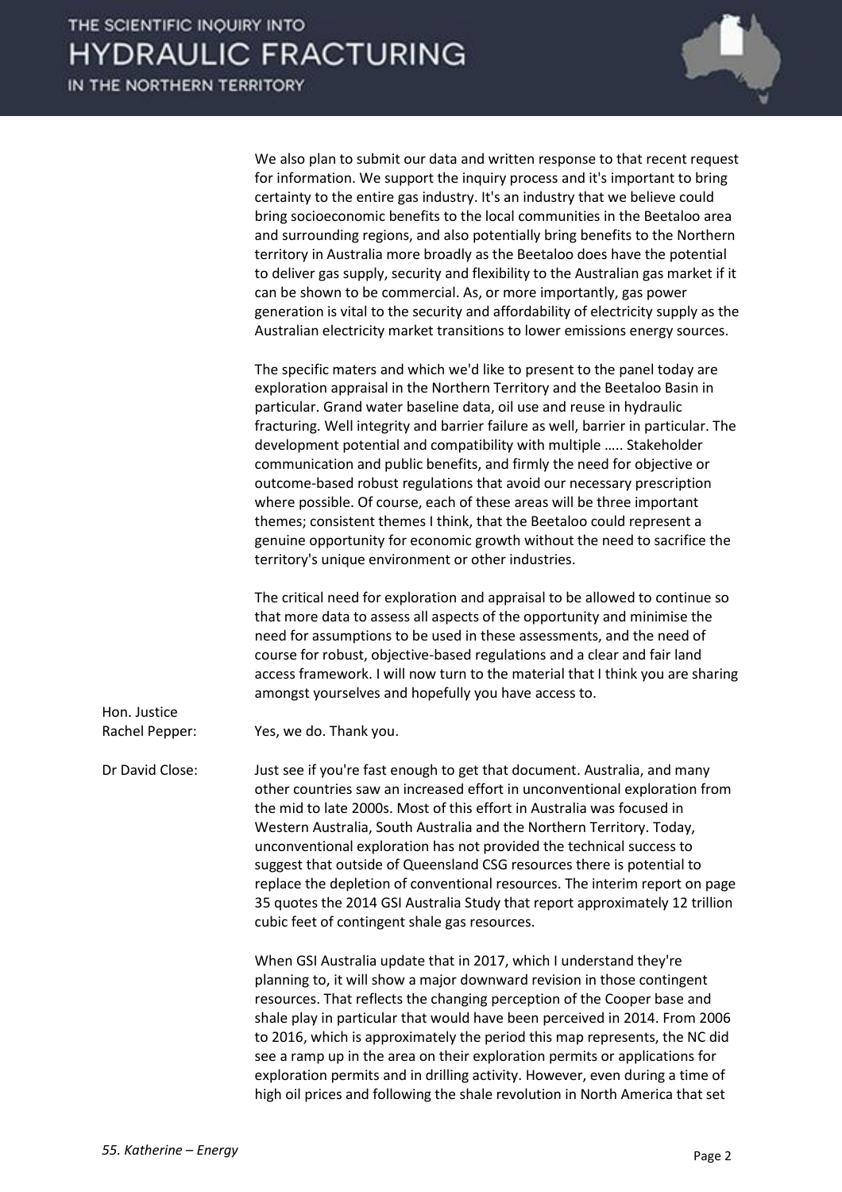We also plan to submit our data and written response to that recent request for information. We support the inquiry process and it's important to bring certainty to the entire gas industry. It's an industry that we believe could bring socioeconomic benefits to the local communities in the Beetaloo area and surrounding regions, and also potentially bring benefits to the Northern territory in Australia more broadly as the Beetaloo does have the potential to deliver gas supply, security and flexibility to the Australian gas market if it can be shown to be commercial. As, or more importantly, gas power generation is vital to the security and affordability of electricity supply as the Australian electricity market transitions to lower emissions energy sources.

The specific maters and which we'd like to present to the panel today are exploration appraisal in the Northern Territory and the Beetaloo Basin in particular. Grand water baseline data, oil use and reuse in hydraulic fracturing. Well integrity and barrier failure as well, barrier in particular. The development potential and compatibility with multiple ….. Stakeholder communication and public benefits, and firmly the need for objective or outcome-based robust regulations that avoid our necessary prescription where possible. Of course, each of these areas will be three important themes; consistent themes I think, that the Beetaloo could represent a genuine opportunity for economic growth without the need to sacrifice the territory's unique environment or other industries.

The critical need for exploration and appraisal to be allowed to continue so that more data to assess all aspects of the opportunity and minimise the need for assumptions to be used in these assessments, and the need of course for robust, objective-based regulations and a clear and fair land access framework. I will now turn to the material that I think you are sharing amongst yourselves and hopefully you have access to.

**Hon. Justice Rachel Pepper:** Yes, we do. Thank you.

**Dr David Close:** Just see if you're fast enough to get that document. Australia, and many other countries saw an increased effort in unconventional exploration from the mid to late 2000s. Most of this effort in Australia was focused in Western Australia, South Australia and the Northern Territory. Today, unconventional exploration has not provided the technical success to suggest that outside of Queensland CSG resources there is potential to replace the depletion of conventional resources. The interim report on page 35 quotes the 2014 GSI Australia Study that report approximately 12 trillion cubic feet of contingent shale gas resources.

When GSI Australia update that in 2017, which I understand they're planning to, it will show a major downward revision in those contingent resources. That reflects the changing perception of the Cooper base and shale play in particular that would have been perceived in 2014. From 2006 to 2016, which is approximately the period this map represents, the NC did see a ramp up in the area on their exploration permits or applications for exploration permits and in drilling activity. However, even during a time of high oil prices and following the shale revolution in North America that set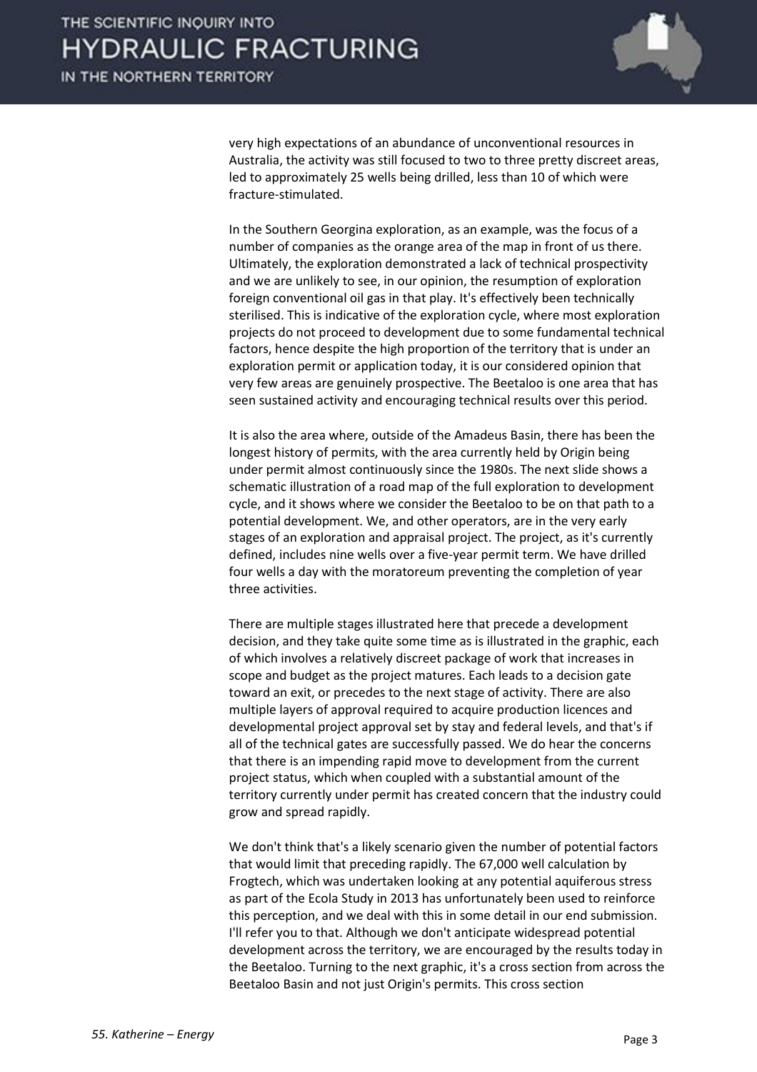very high expectations of an abundance of unconventional resources in Australia, the activity was still focused to two to three pretty discreet areas, led to approximately 25 wells being drilled, less than 10 of which were fracture-stimulated.

In the Southern Georgina exploration, as an example, was the focus of a number of companies as the orange area of the map in front of us there. Ultimately, the exploration demonstrated a lack of technical prospectivity and we are unlikely to see, in our opinion, the resumption of exploration foreign conventional oil gas in that play. It's effectively been technically sterilised. This is indicative of the exploration cycle, where most exploration projects do not proceed to development due to some fundamental technical factors, hence despite the high proportion of the territory that is under an exploration permit or application today, it is our considered opinion that very few areas are genuinely prospective. The Beetaloo is one area that has seen sustained activity and encouraging technical results over this period.

It is also the area where, outside of the Amadeus Basin, there has been the longest history of permits, with the area currently held by Origin being under permit almost continuously since the 1980s. The next slide shows a schematic illustration of a road map of the full exploration to development cycle, and it shows where we consider the Beetaloo to be on that path to a potential development. We, and other operators, are in the very early stages of an exploration and appraisal project. The project, as it's currently defined, includes nine wells over a five-year permit term. We have drilled four wells a day with the moratoreum preventing the completion of year three activities.

There are multiple stages illustrated here that precede a development decision, and they take quite some time as is illustrated in the graphic, each of which involves a relatively discreet package of work that increases in scope and budget as the project matures. Each leads to a decision gate toward an exit, or precedes to the next stage of activity. There are also multiple layers of approval required to acquire production licences and developmental project approval set by stay and federal levels, and that's if all of the technical gates are successfully passed. We do hear the concerns that there is an impending rapid move to development from the current project status, which when coupled with a substantial amount of the territory currently under permit has created concern that the industry could grow and spread rapidly.

We don't think that's a likely scenario given the number of potential factors that would limit that preceding rapidly. The 67,000 well calculation by Frogtech, which was undertaken looking at any potential aquiferous stress as part of the Ecola Study in 2013 has unfortunately been used to reinforce this perception, and we deal with this in some detail in our end submission. I'll refer you to that. Although we don't anticipate widespread potential development across the territory, we are encouraged by the results today in the Beetaloo. Turning to the next graphic, it's a cross section from across the Beetaloo Basin and not just Origin's permits. This cross section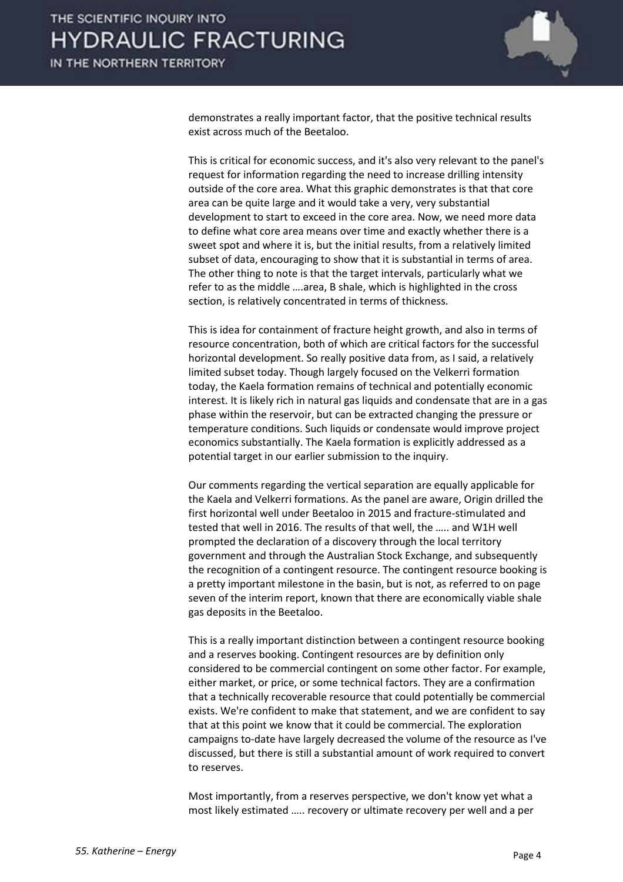demonstrates a really important factor, that the positive technical results exist across much of the Beetaloo.

This is critical for economic success, and it's also very relevant to the panel's request for information regarding the need to increase drilling intensity outside of the core area. What this graphic demonstrates is that that core area can be quite large and it would take a very, very substantial development to start to exceed in the core area. Now, we need more data to define what core area means over time and exactly whether there is a sweet spot and where it is, but the initial results, from a relatively limited subset of data, encouraging to show that it is substantial in terms of area. The other thing to note is that the target intervals, particularly what we refer to as the middle ….area, B shale, which is highlighted in the cross section, is relatively concentrated in terms of thickness.

This is idea for containment of fracture height growth, and also in terms of resource concentration, both of which are critical factors for the successful horizontal development. So really positive data from, as I said, a relatively limited subset today. Though largely focused on the Velkerri formation today, the Kaela formation remains of technical and potentially economic interest. It is likely rich in natural gas liquids and condensate that are in a gas phase within the reservoir, but can be extracted changing the pressure or temperature conditions. Such liquids or condensate would improve project economics substantially. The Kaela formation is explicitly addressed as a potential target in our earlier submission to the inquiry.

Our comments regarding the vertical separation are equally applicable for the Kaela and Velkerri formations. As the panel are aware, Origin drilled the first horizontal well under Beetaloo in 2015 and fracture-stimulated and tested that well in 2016. The results of that well, the ….. and W1H well prompted the declaration of a discovery through the local territory government and through the Australian Stock Exchange, and subsequently the recognition of a contingent resource. The contingent resource booking is a pretty important milestone in the basin, but is not, as referred to on page seven of the interim report, known that there are economically viable shale gas deposits in the Beetaloo.

This is a really important distinction between a contingent resource booking and a reserves booking. Contingent resources are by definition only considered to be commercial contingent on some other factor. For example, either market, or price, or some technical factors. They are a confirmation that a technically recoverable resource that could potentially be commercial exists. We're confident to make that statement, and we are confident to say that at this point we know that it could be commercial. The exploration campaigns to-date have largely decreased the volume of the resource as I've discussed, but there is still a substantial amount of work required to convert to reserves.

Most importantly, from a reserves perspective, we don't know yet what a most likely estimated ….. recovery or ultimate recovery per well and a per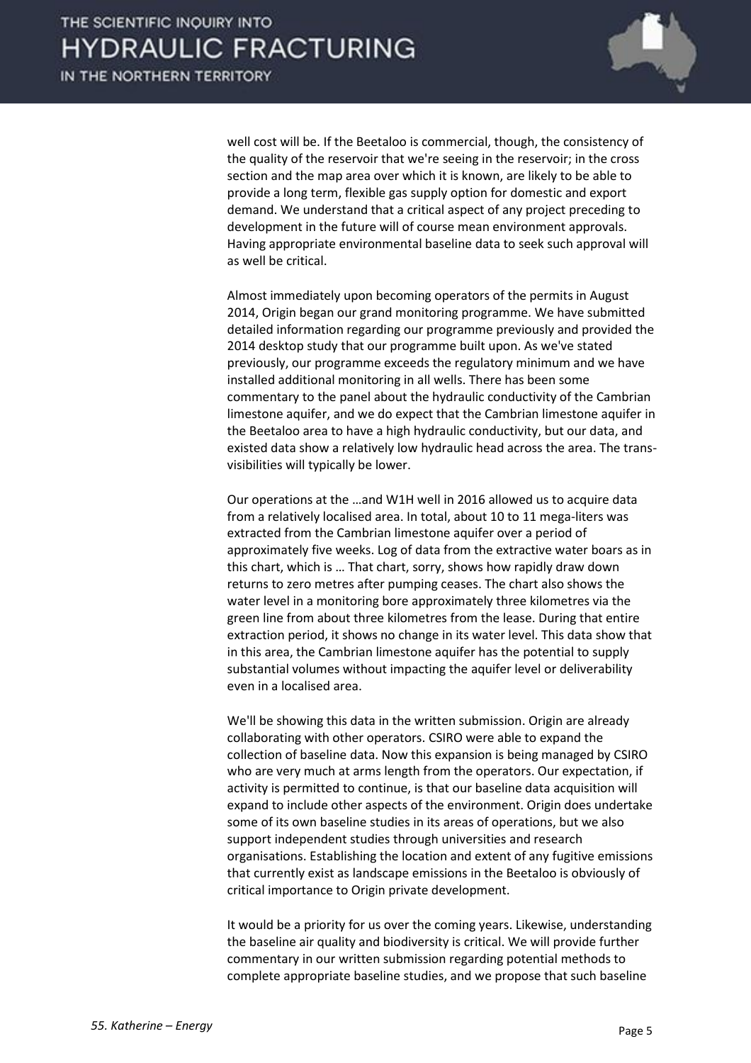well cost will be. If the Beetaloo is commercial, though, the consistency of the quality of the reservoir that we're seeing in the reservoir; in the cross section and the map area over which it is known, are likely to be able to provide a long term, flexible gas supply option for domestic and export demand. We understand that a critical aspect of any project preceding to development in the future will of course mean environment approvals. Having appropriate environmental baseline data to seek such approval will as well be critical.

Almost immediately upon becoming operators of the permits in August 2014, Origin began our grand monitoring programme. We have submitted detailed information regarding our programme previously and provided the 2014 desktop study that our programme built upon. As we've stated previously, our programme exceeds the regulatory minimum and we have installed additional monitoring in all wells. There has been some commentary to the panel about the hydraulic conductivity of the Cambrian limestone aquifer, and we do expect that the Cambrian limestone aquifer in the Beetaloo area to have a high hydraulic conductivity, but our data, and existed data show a relatively low hydraulic head across the area. The trans-visibilities will typically be lower.

Our operations at the …and W1H well in 2016 allowed us to acquire data from a relatively localised area. In total, about 10 to 11 mega-liters was extracted from the Cambrian limestone aquifer over a period of approximately five weeks. Log of data from the extractive water boars as in this chart, which is … That chart, sorry, shows how rapidly draw down returns to zero metres after pumping ceases. The chart also shows the water level in a monitoring bore approximately three kilometres via the green line from about three kilometres from the lease. During that entire extraction period, it shows no change in its water level. This data show that in this area, the Cambrian limestone aquifer has the potential to supply substantial volumes without impacting the aquifer level or deliverability even in a localised area.

We'll be showing this data in the written submission. Origin are already collaborating with other operators. CSIRO were able to expand the collection of baseline data. Now this expansion is being managed by CSIRO who are very much at arms length from the operators. Our expectation, if activity is permitted to continue, is that our baseline data acquisition will expand to include other aspects of the environment. Origin does undertake some of its own baseline studies in its areas of operations, but we also support independent studies through universities and research organisations. Establishing the location and extent of any fugitive emissions that currently exist as landscape emissions in the Beetaloo is obviously of critical importance to Origin private development.

It would be a priority for us over the coming years. Likewise, understanding the baseline air quality and biodiversity is critical. We will provide further commentary in our written submission regarding potential methods to complete appropriate baseline studies, and we propose that such baseline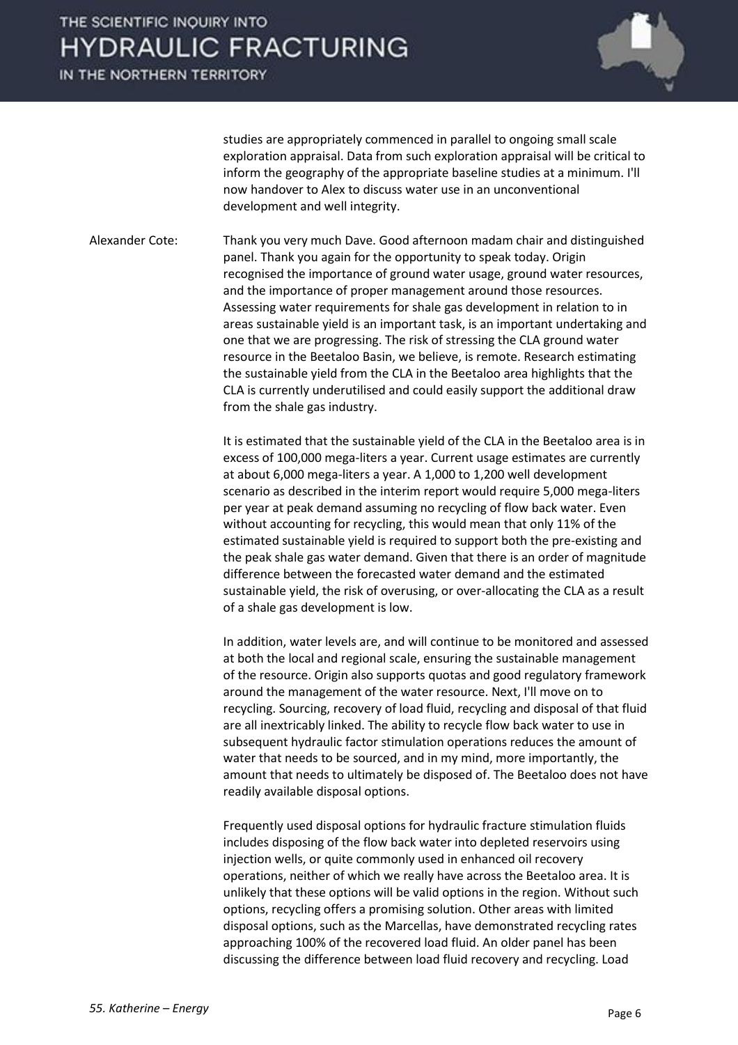studies are appropriately commenced in parallel to ongoing small scale exploration appraisal. Data from such exploration appraisal will be critical to inform the geography of the appropriate baseline studies at a minimum. I'll now handover to Alex to discuss water use in an unconventional development and well integrity.

Alexander Cote: Thank you very much Dave. Good afternoon madam chair and distinguished panel. Thank you again for the opportunity to speak today. Origin recognised the importance of ground water usage, ground water resources, and the importance of proper management around those resources. Assessing water requirements for shale gas development in relation to in areas sustainable yield is an important task, is an important undertaking and one that we are progressing. The risk of stressing the CLA ground water resource in the Beetaloo Basin, we believe, is remote. Research estimating the sustainable yield from the CLA in the Beetaloo area highlights that the CLA is currently underutilised and could easily support the additional draw from the shale gas industry.

It is estimated that the sustainable yield of the CLA in the Beetaloo area is in excess of 100,000 mega-liters a year. Current usage estimates are currently at about 6,000 mega-liters a year. A 1,000 to 1,200 well development scenario as described in the interim report would require 5,000 mega-liters per year at peak demand assuming no recycling of flow back water. Even without accounting for recycling, this would mean that only 11% of the estimated sustainable yield is required to support both the pre-existing and the peak shale gas water demand. Given that there is an order of magnitude difference between the forecasted water demand and the estimated sustainable yield, the risk of overusing, or over-allocating the CLA as a result of a shale gas development is low.

In addition, water levels are, and will continue to be monitored and assessed at both the local and regional scale, ensuring the sustainable management of the resource. Origin also supports quotas and good regulatory framework around the management of the water resource. Next, I'll move on to recycling. Sourcing, recovery of load fluid, recycling and disposal of that fluid are all inextricably linked. The ability to recycle flow back water to use in subsequent hydraulic factor stimulation operations reduces the amount of water that needs to be sourced, and in my mind, more importantly, the amount that needs to ultimately be disposed of. The Beetaloo does not have readily available disposal options.

Frequently used disposal options for hydraulic fracture stimulation fluids includes disposing of the flow back water into depleted reservoirs using injection wells, or quite commonly used in enhanced oil recovery operations, neither of which we really have across the Beetaloo area. It is unlikely that these options will be valid options in the region. Without such options, recycling offers a promising solution. Other areas with limited disposal options, such as the Marcellas, have demonstrated recycling rates approaching 100% of the recovered load fluid. An older panel has been discussing the difference between load fluid recovery and recycling. Load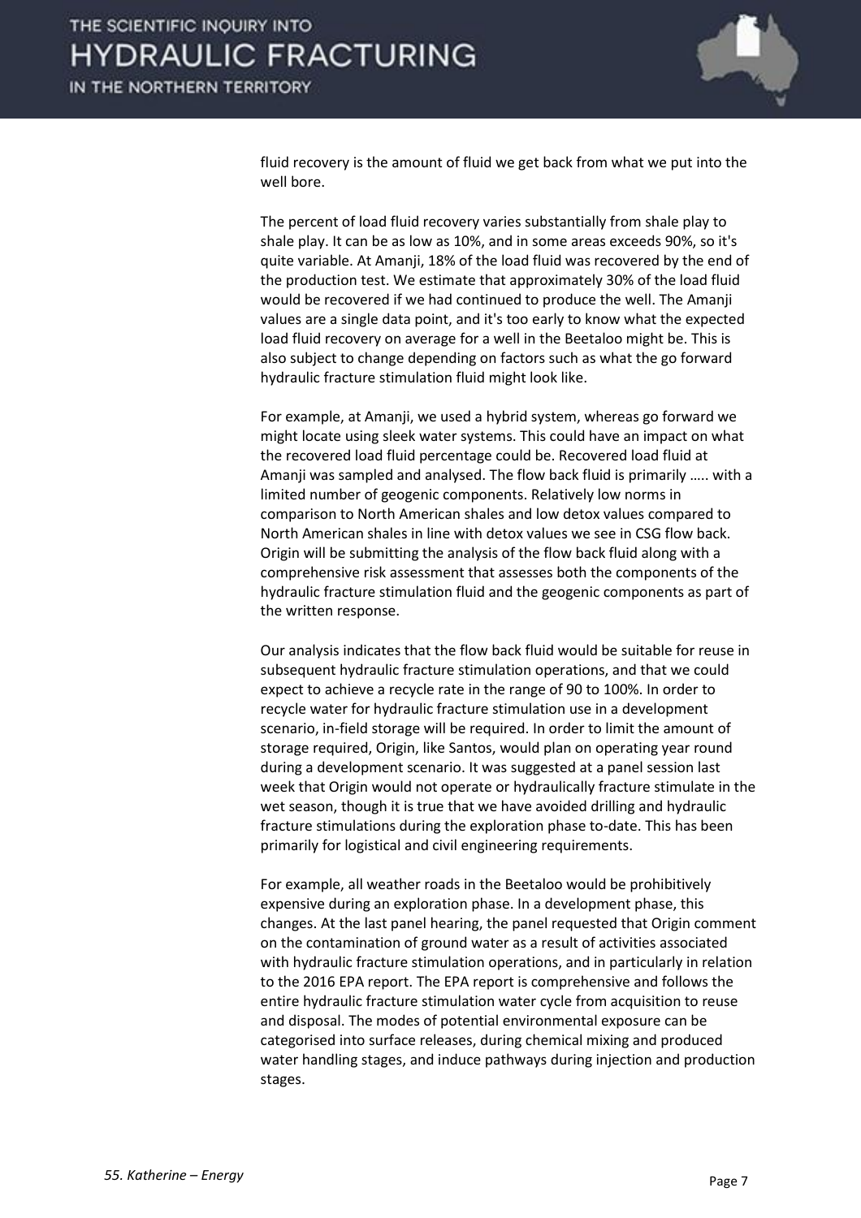fluid recovery is the amount of fluid we get back from what we put into the well bore.

The percent of load fluid recovery varies substantially from shale play to shale play. It can be as low as 10%, and in some areas exceeds 90%, so it's quite variable. At Amanji, 18% of the load fluid was recovered by the end of the production test. We estimate that approximately 30% of the load fluid would be recovered if we had continued to produce the well. The Amanji values are a single data point, and it's too early to know what the expected load fluid recovery on average for a well in the Beetaloo might be. This is also subject to change depending on factors such as what the go forward hydraulic fracture stimulation fluid might look like.

For example, at Amanji, we used a hybrid system, whereas go forward we might locate using sleek water systems. This could have an impact on what the recovered load fluid percentage could be. Recovered load fluid at Amanji was sampled and analysed. The flow back fluid is primarily ….. with a limited number of geogenic components. Relatively low norms in comparison to North American shales and low detox values compared to North American shales in line with detox values we see in CSG flow back. Origin will be submitting the analysis of the flow back fluid along with a comprehensive risk assessment that assesses both the components of the hydraulic fracture stimulation fluid and the geogenic components as part of the written response.

Our analysis indicates that the flow back fluid would be suitable for reuse in subsequent hydraulic fracture stimulation operations, and that we could expect to achieve a recycle rate in the range of 90 to 100%. In order to recycle water for hydraulic fracture stimulation use in a development scenario, in-field storage will be required. In order to limit the amount of storage required, Origin, like Santos, would plan on operating year round during a development scenario. It was suggested at a panel session last week that Origin would not operate or hydraulically fracture stimulate in the wet season, though it is true that we have avoided drilling and hydraulic fracture stimulations during the exploration phase to-date. This has been primarily for logistical and civil engineering requirements.

For example, all weather roads in the Beetaloo would be prohibitively expensive during an exploration phase. In a development phase, this changes. At the last panel hearing, the panel requested that Origin comment on the contamination of ground water as a result of activities associated with hydraulic fracture stimulation operations, and in particularly in relation to the 2016 EPA report. The EPA report is comprehensive and follows the entire hydraulic fracture stimulation water cycle from acquisition to reuse and disposal. The modes of potential environmental exposure can be categorised into surface releases, during chemical mixing and produced water handling stages, and induce pathways during injection and production stages.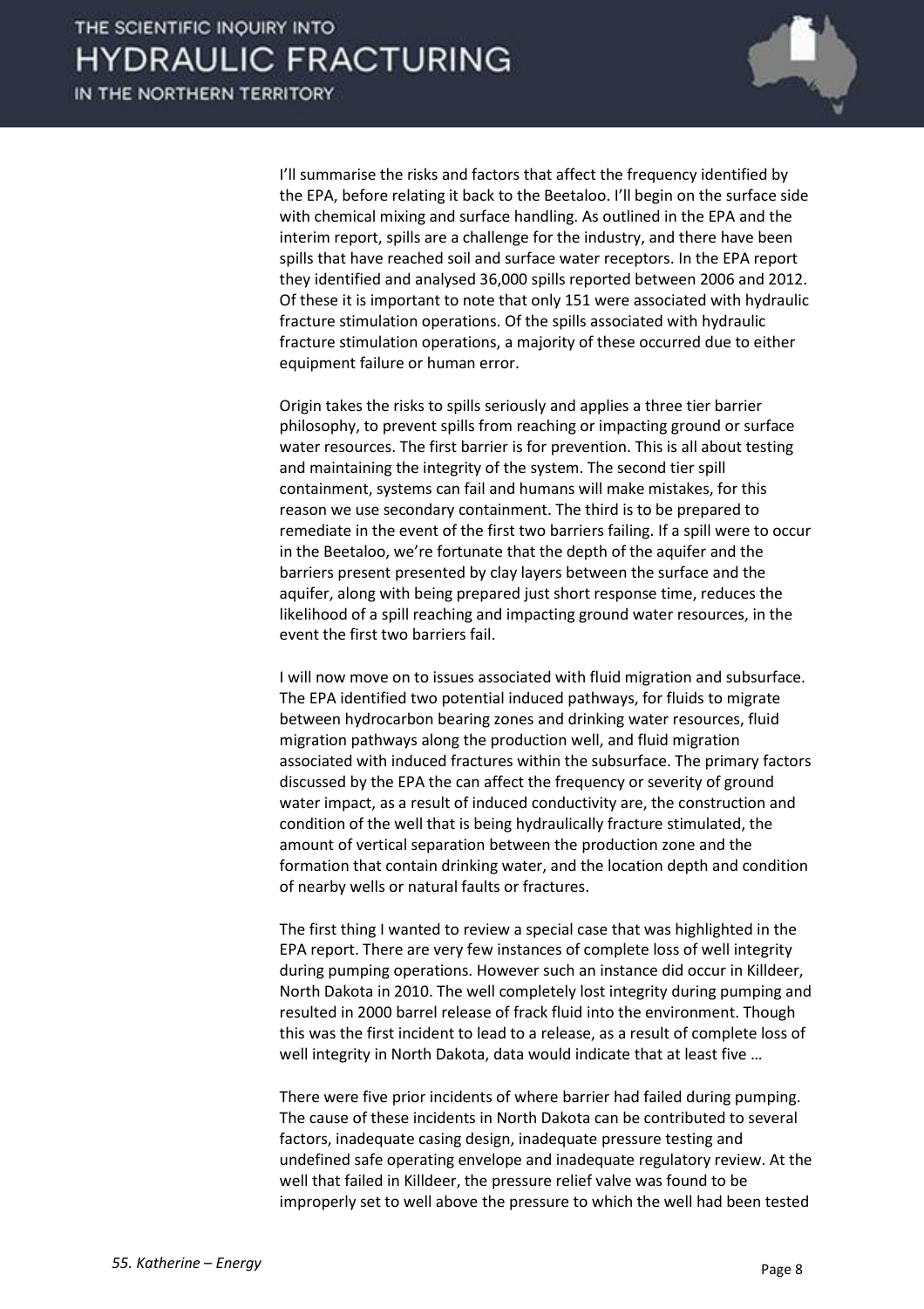I'll summarise the risks and factors that affect the frequency identified by the EPA, before relating it back to the Beetaloo. I'll begin on the surface side with chemical mixing and surface handling. As outlined in the EPA and the interim report, spills are a challenge for the industry, and there have been spills that have reached soil and surface water receptors. In the EPA report they identified and analysed 36,000 spills reported between 2006 and 2012. Of these it is important to note that only 151 were associated with hydraulic fracture stimulation operations. Of the spills associated with hydraulic fracture stimulation operations, a majority of these occurred due to either equipment failure or human error.

Origin takes the risks to spills seriously and applies a three tier barrier philosophy, to prevent spills from reaching or impacting ground or surface water resources. The first barrier is for prevention. This is all about testing and maintaining the integrity of the system. The second tier spill containment, systems can fail and humans will make mistakes, for this reason we use secondary containment. The third is to be prepared to remediate in the event of the first two barriers failing. If a spill were to occur in the Beetaloo, we're fortunate that the depth of the aquifer and the barriers present presented by clay layers between the surface and the aquifer, along with being prepared just short response time, reduces the likelihood of a spill reaching and impacting ground water resources, in the event the first two barriers fail.

I will now move on to issues associated with fluid migration and subsurface. The EPA identified two potential induced pathways, for fluids to migrate between hydrocarbon bearing zones and drinking water resources, fluid migration pathways along the production well, and fluid migration associated with induced fractures within the subsurface. The primary factors discussed by the EPA the can affect the frequency or severity of ground water impact, as a result of induced conductivity are, the construction and condition of the well that is being hydraulically fracture stimulated, the amount of vertical separation between the production zone and the formation that contain drinking water, and the location depth and condition of nearby wells or natural faults or fractures.

The first thing I wanted to review a special case that was highlighted in the EPA report. There are very few instances of complete loss of well integrity during pumping operations. However such an instance did occur in Killdeer, North Dakota in 2010. The well completely lost integrity during pumping and resulted in 2000 barrel release of frack fluid into the environment. Though this was the first incident to lead to a release, as a result of complete loss of well integrity in North Dakota, data would indicate that at least five …

There were five prior incidents of where barrier had failed during pumping. The cause of these incidents in North Dakota can be contributed to several factors, inadequate casing design, inadequate pressure testing and undefined safe operating envelope and inadequate regulatory review. At the well that failed in Killdeer, the pressure relief valve was found to be improperly set to well above the pressure to which the well had been tested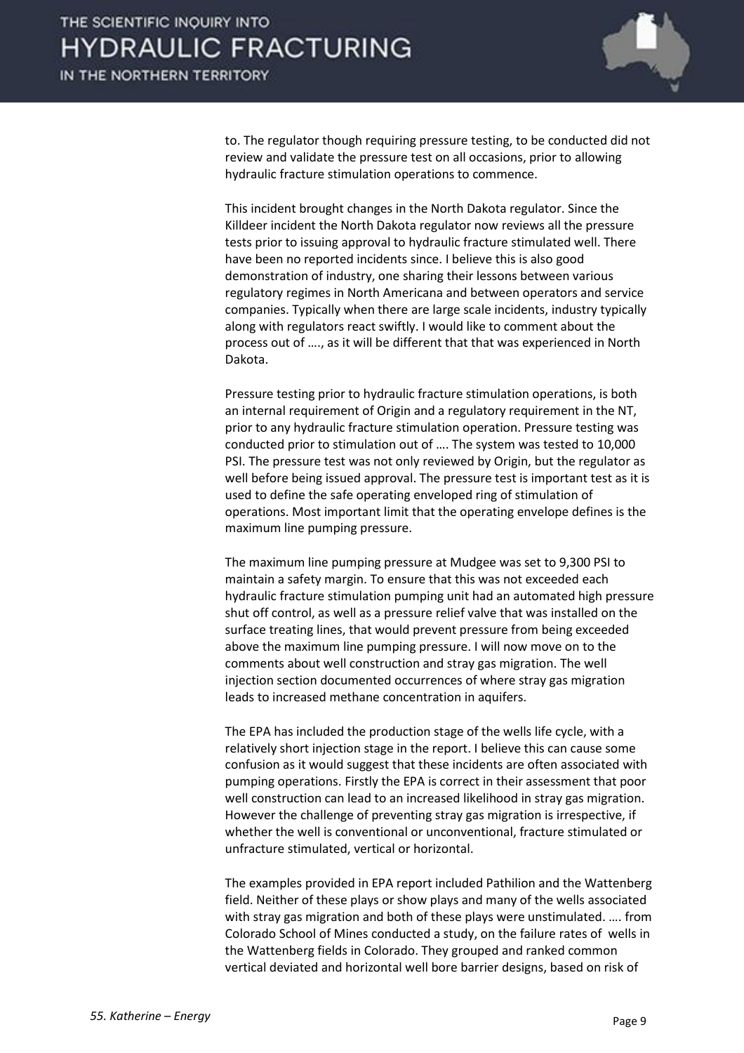to. The regulator though requiring pressure testing, to be conducted did not review and validate the pressure test on all occasions, prior to allowing hydraulic fracture stimulation operations to commence.

This incident brought changes in the North Dakota regulator. Since the Killdeer incident the North Dakota regulator now reviews all the pressure tests prior to issuing approval to hydraulic fracture stimulated well. There have been no reported incidents since. I believe this is also good demonstration of industry, one sharing their lessons between various regulatory regimes in North Americana and between operators and service companies. Typically when there are large scale incidents, industry typically along with regulators react swiftly. I would like to comment about the process out of …., as it will be different that that was experienced in North Dakota.

Pressure testing prior to hydraulic fracture stimulation operations, is both an internal requirement of Origin and a regulatory requirement in the NT, prior to any hydraulic fracture stimulation operation. Pressure testing was conducted prior to stimulation out of …. The system was tested to 10,000 PSI. The pressure test was not only reviewed by Origin, but the regulator as well before being issued approval. The pressure test is important test as it is used to define the safe operating enveloped ring of stimulation of operations. Most important limit that the operating envelope defines is the maximum line pumping pressure.

The maximum line pumping pressure at Mudgee was set to 9,300 PSI to maintain a safety margin. To ensure that this was not exceeded each hydraulic fracture stimulation pumping unit had an automated high pressure shut off control, as well as a pressure relief valve that was installed on the surface treating lines, that would prevent pressure from being exceeded above the maximum line pumping pressure. I will now move on to the comments about well construction and stray gas migration. The well injection section documented occurrences of where stray gas migration leads to increased methane concentration in aquifers.

The EPA has included the production stage of the wells life cycle, with a relatively short injection stage in the report. I believe this can cause some confusion as it would suggest that these incidents are often associated with pumping operations. Firstly the EPA is correct in their assessment that poor well construction can lead to an increased likelihood in stray gas migration. However the challenge of preventing stray gas migration is irrespective, if whether the well is conventional or unconventional, fracture stimulated or unfracture stimulated, vertical or horizontal.

The examples provided in EPA report included Pathilion and the Wattenberg field. Neither of these plays or show plays and many of the wells associated with stray gas migration and both of these plays were unstimulated. …. from Colorado School of Mines conducted a study, on the failure rates of wells in the Wattenberg fields in Colorado. They grouped and ranked common vertical deviated and horizontal well bore barrier designs, based on risk of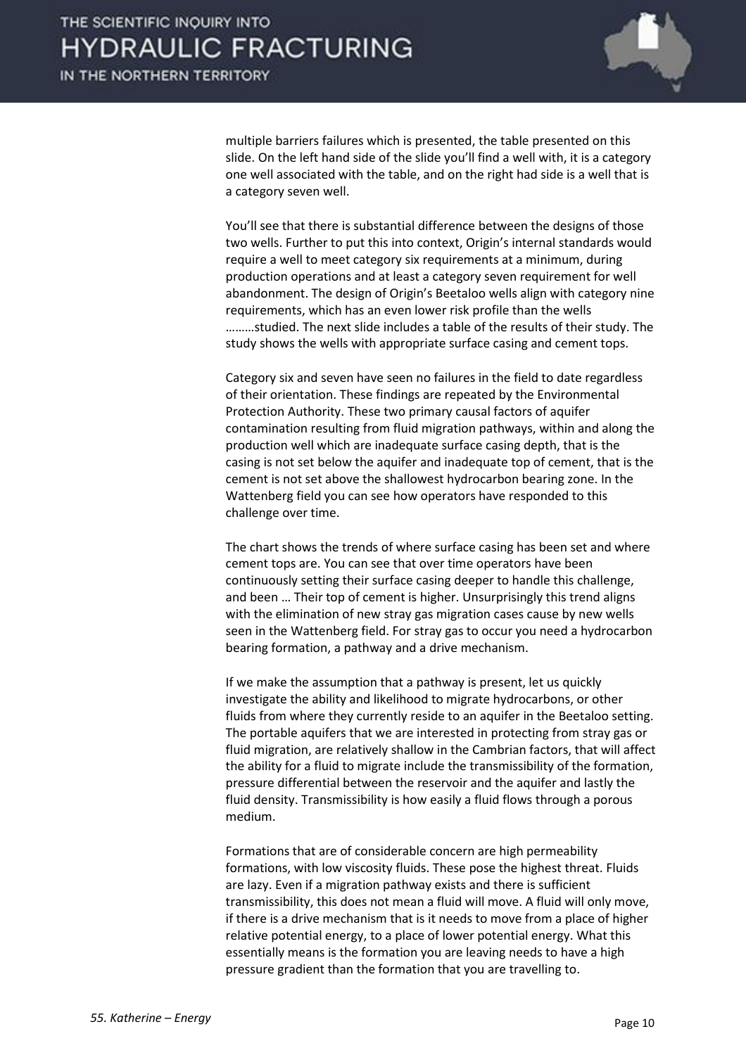multiple barriers failures which is presented, the table presented on this slide. On the left hand side of the slide you'll find a well with, it is a category one well associated with the table, and on the right had side is a well that is a category seven well.

You'll see that there is substantial difference between the designs of those two wells. Further to put this into context, Origin's internal standards would require a well to meet category six requirements at a minimum, during production operations and at least a category seven requirement for well abandonment. The design of Origin's Beetaloo wells align with category nine requirements, which has an even lower risk profile than the wells ………studied. The next slide includes a table of the results of their study. The study shows the wells with appropriate surface casing and cement tops.

Category six and seven have seen no failures in the field to date regardless of their orientation. These findings are repeated by the Environmental Protection Authority. These two primary causal factors of aquifer contamination resulting from fluid migration pathways, within and along the production well which are inadequate surface casing depth, that is the casing is not set below the aquifer and inadequate top of cement, that is the cement is not set above the shallowest hydrocarbon bearing zone. In the Wattenberg field you can see how operators have responded to this challenge over time.

The chart shows the trends of where surface casing has been set and where cement tops are. You can see that over time operators have been continuously setting their surface casing deeper to handle this challenge, and been … Their top of cement is higher. Unsurprisingly this trend aligns with the elimination of new stray gas migration cases cause by new wells seen in the Wattenberg field. For stray gas to occur you need a hydrocarbon bearing formation, a pathway and a drive mechanism.

If we make the assumption that a pathway is present, let us quickly investigate the ability and likelihood to migrate hydrocarbons, or other fluids from where they currently reside to an aquifer in the Beetaloo setting. The portable aquifers that we are interested in protecting from stray gas or fluid migration, are relatively shallow in the Cambrian factors, that will affect the ability for a fluid to migrate include the transmissibility of the formation, pressure differential between the reservoir and the aquifer and lastly the fluid density. Transmissibility is how easily a fluid flows through a porous medium.

Formations that are of considerable concern are high permeability formations, with low viscosity fluids. These pose the highest threat. Fluids are lazy. Even if a migration pathway exists and there is sufficient transmissibility, this does not mean a fluid will move. A fluid will only move, if there is a drive mechanism that is it needs to move from a place of higher relative potential energy, to a place of lower potential energy. What this essentially means is the formation you are leaving needs to have a high pressure gradient than the formation that you are travelling to.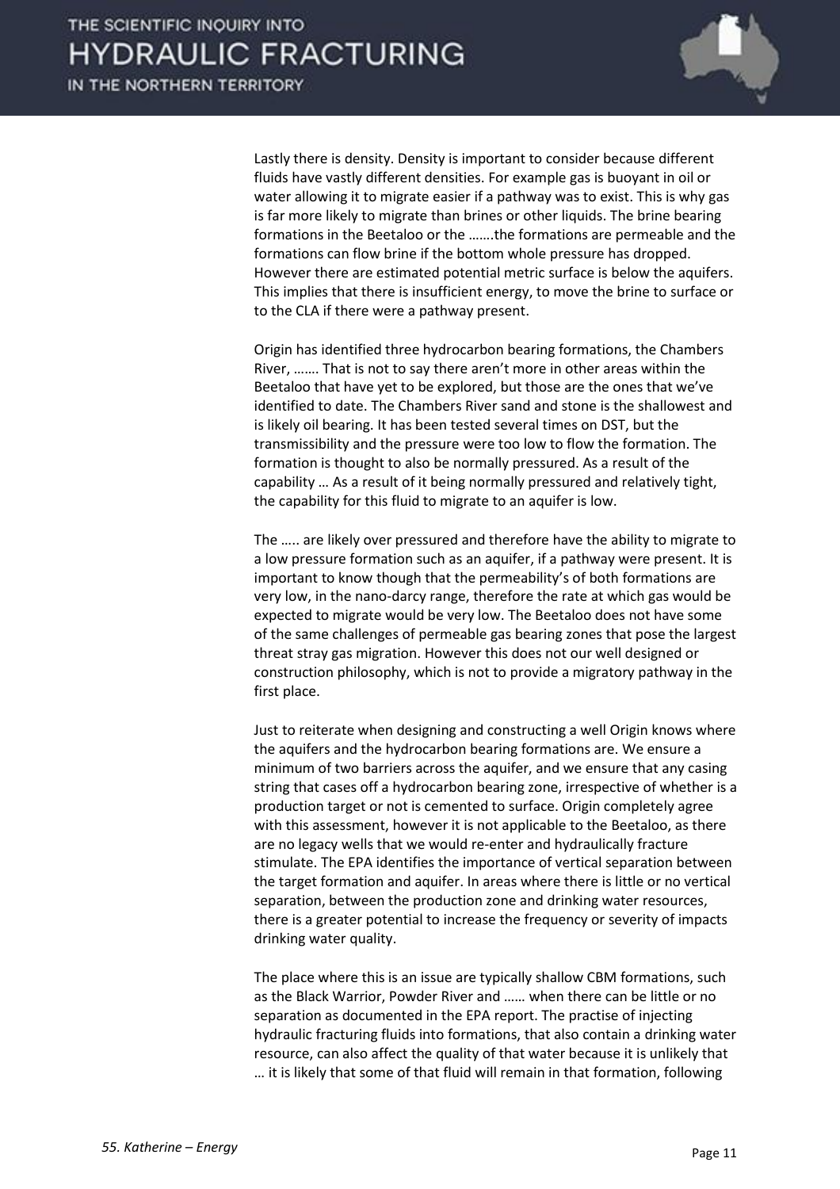Lastly there is density. Density is important to consider because different fluids have vastly different densities. For example gas is buoyant in oil or water allowing it to migrate easier if a pathway was to exist. This is why gas is far more likely to migrate than brines or other liquids. The brine bearing formations in the Beetaloo or the …….the formations are permeable and the formations can flow brine if the bottom whole pressure has dropped. However there are estimated potential metric surface is below the aquifers. This implies that there is insufficient energy, to move the brine to surface or to the CLA if there were a pathway present.

Origin has identified three hydrocarbon bearing formations, the Chambers River, ……. That is not to say there aren't more in other areas within the Beetaloo that have yet to be explored, but those are the ones that we've identified to date. The Chambers River sand and stone is the shallowest and is likely oil bearing. It has been tested several times on DST, but the transmissibility and the pressure were too low to flow the formation. The formation is thought to also be normally pressured. As a result of the capability … As a result of it being normally pressured and relatively tight, the capability for this fluid to migrate to an aquifer is low.

The ….. are likely over pressured and therefore have the ability to migrate to a low pressure formation such as an aquifer, if a pathway were present. It is important to know though that the permeability's of both formations are very low, in the nano-darcy range, therefore the rate at which gas would be expected to migrate would be very low. The Beetaloo does not have some of the same challenges of permeable gas bearing zones that pose the largest threat stray gas migration. However this does not our well designed or construction philosophy, which is not to provide a migratory pathway in the first place.

Just to reiterate when designing and constructing a well Origin knows where the aquifers and the hydrocarbon bearing formations are. We ensure a minimum of two barriers across the aquifer, and we ensure that any casing string that cases off a hydrocarbon bearing zone, irrespective of whether is a production target or not is cemented to surface. Origin completely agree with this assessment, however it is not applicable to the Beetaloo, as there are no legacy wells that we would re-enter and hydraulically fracture stimulate. The EPA identifies the importance of vertical separation between the target formation and aquifer. In areas where there is little or no vertical separation, between the production zone and drinking water resources, there is a greater potential to increase the frequency or severity of impacts drinking water quality.

The place where this is an issue are typically shallow CBM formations, such as the Black Warrior, Powder River and …… when there can be little or no separation as documented in the EPA report. The practise of injecting hydraulic fracturing fluids into formations, that also contain a drinking water resource, can also affect the quality of that water because it is unlikely that … it is likely that some of that fluid will remain in that formation, following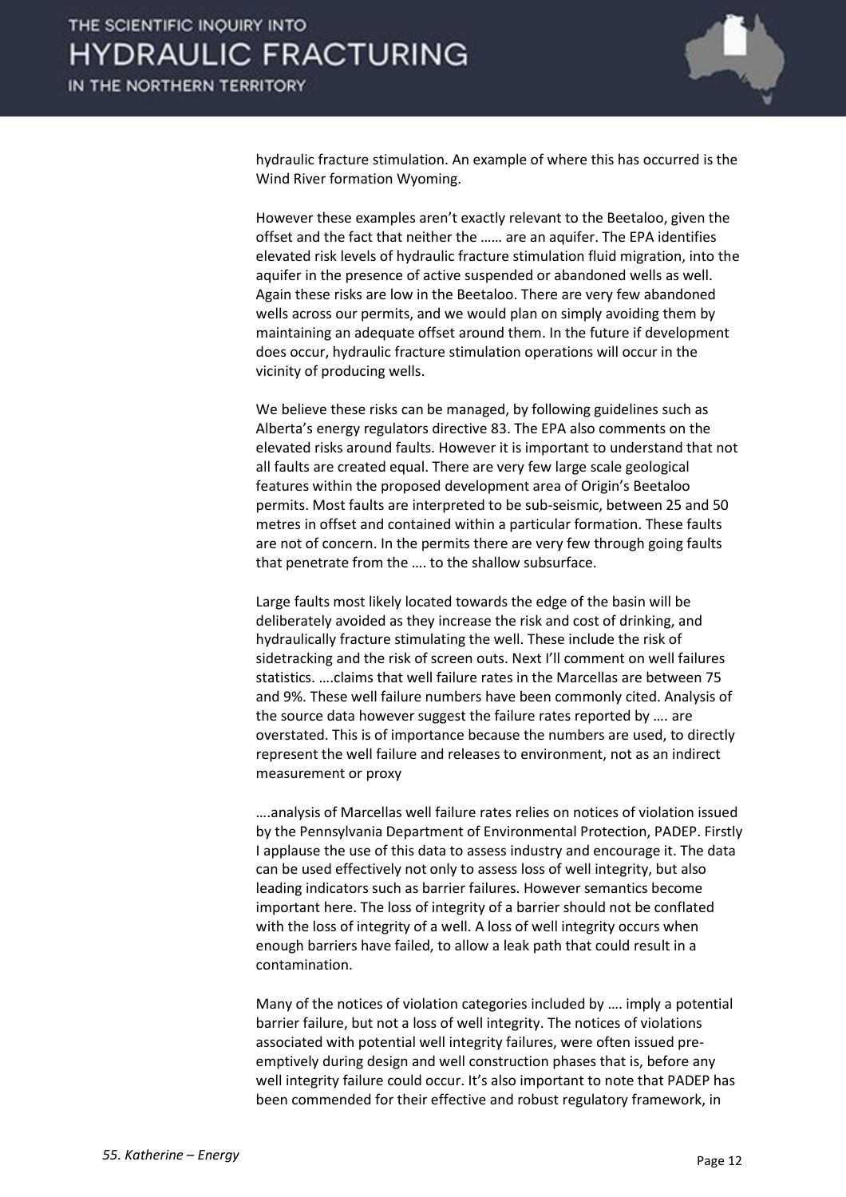hydraulic fracture stimulation. An example of where this has occurred is the Wind River formation Wyoming.

However these examples aren't exactly relevant to the Beetaloo, given the offset and the fact that neither the …… are an aquifer. The EPA identifies elevated risk levels of hydraulic fracture stimulation fluid migration, into the aquifer in the presence of active suspended or abandoned wells as well. Again these risks are low in the Beetaloo. There are very few abandoned wells across our permits, and we would plan on simply avoiding them by maintaining an adequate offset around them. In the future if development does occur, hydraulic fracture stimulation operations will occur in the vicinity of producing wells.

We believe these risks can be managed, by following guidelines such as Alberta's energy regulators directive 83. The EPA also comments on the elevated risks around faults. However it is important to understand that not all faults are created equal. There are very few large scale geological features within the proposed development area of Origin's Beetaloo permits. Most faults are interpreted to be sub-seismic, between 25 and 50 metres in offset and contained within a particular formation. These faults are not of concern. In the permits there are very few through going faults that penetrate from the …. to the shallow subsurface.

Large faults most likely located towards the edge of the basin will be deliberately avoided as they increase the risk and cost of drinking, and hydraulically fracture stimulating the well. These include the risk of sidetracking and the risk of screen outs. Next I'll comment on well failures statistics. ….claims that well failure rates in the Marcellas are between 75 and 9%. These well failure numbers have been commonly cited. Analysis of the source data however suggest the failure rates reported by …. are overstated. This is of importance because the numbers are used, to directly represent the well failure and releases to environment, not as an indirect measurement or proxy

….analysis of Marcellas well failure rates relies on notices of violation issued by the Pennsylvania Department of Environmental Protection, PADEP. Firstly I applause the use of this data to assess industry and encourage it. The data can be used effectively not only to assess loss of well integrity, but also leading indicators such as barrier failures. However semantics become important here. The loss of integrity of a barrier should not be conflated with the loss of integrity of a well. A loss of well integrity occurs when enough barriers have failed, to allow a leak path that could result in a contamination.

Many of the notices of violation categories included by …. imply a potential barrier failure, but not a loss of well integrity. The notices of violations associated with potential well integrity failures, were often issued pre-emptively during design and well construction phases that is, before any well integrity failure could occur. It's also important to note that PADEP has been commended for their effective and robust regulatory framework, in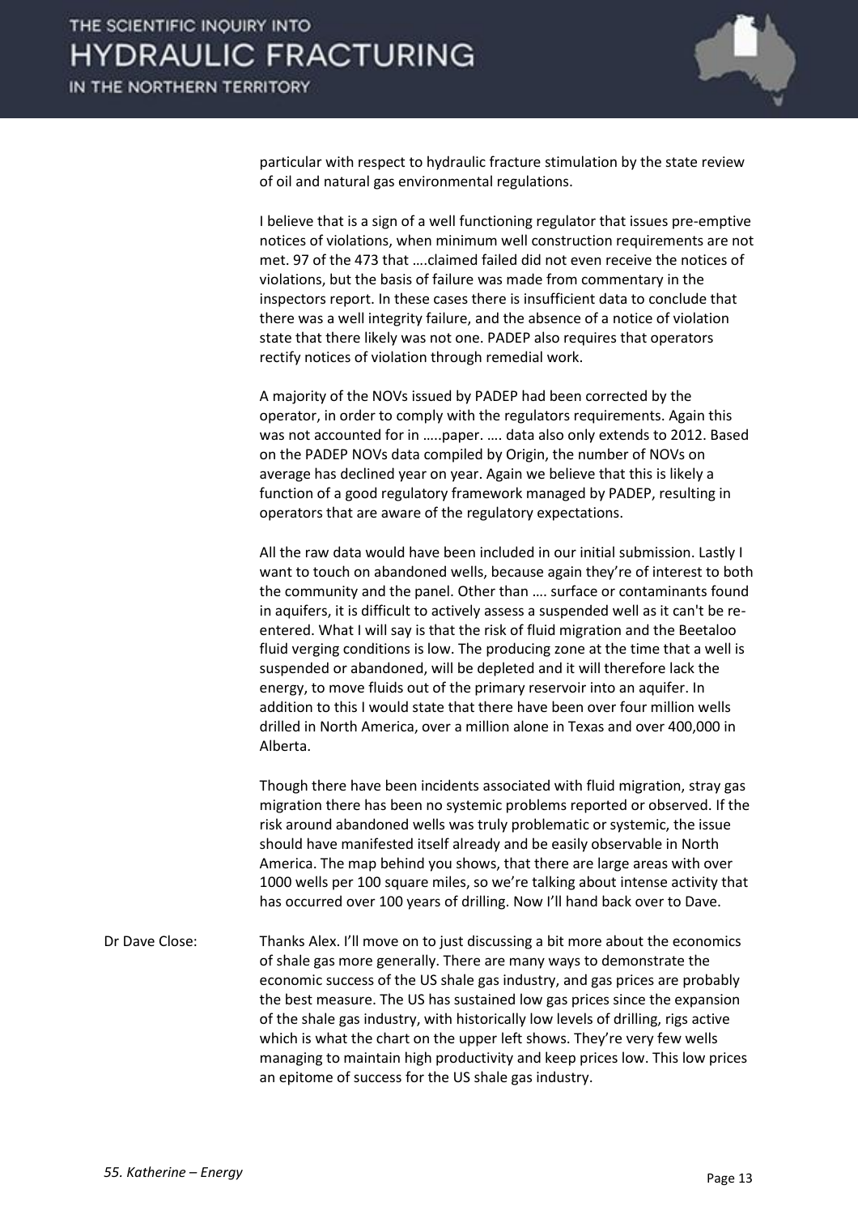particular with respect to hydraulic fracture stimulation by the state review of oil and natural gas environmental regulations.

I believe that is a sign of a well functioning regulator that issues pre-emptive notices of violations, when minimum well construction requirements are not met. 97 of the 473 that ….claimed failed did not even receive the notices of violations, but the basis of failure was made from commentary in the inspectors report. In these cases there is insufficient data to conclude that there was a well integrity failure, and the absence of a notice of violation state that there likely was not one. PADEP also requires that operators rectify notices of violation through remedial work.

A majority of the NOVs issued by PADEP had been corrected by the operator, in order to comply with the regulators requirements. Again this was not accounted for in …..paper. …. data also only extends to 2012. Based on the PADEP NOVs data compiled by Origin, the number of NOVs on average has declined year on year. Again we believe that this is likely a function of a good regulatory framework managed by PADEP, resulting in operators that are aware of the regulatory expectations.

All the raw data would have been included in our initial submission. Lastly I want to touch on abandoned wells, because again they're of interest to both the community and the panel. Other than …. surface or contaminants found in aquifers, it is difficult to actively assess a suspended well as it can't be re-entered. What I will say is that the risk of fluid migration and the Beetaloo fluid verging conditions is low. The producing zone at the time that a well is suspended or abandoned, will be depleted and it will therefore lack the energy, to move fluids out of the primary reservoir into an aquifer. In addition to this I would state that there have been over four million wells drilled in North America, over a million alone in Texas and over 400,000 in Alberta.

Though there have been incidents associated with fluid migration, stray gas migration there has been no systemic problems reported or observed. If the risk around abandoned wells was truly problematic or systemic, the issue should have manifested itself already and be easily observable in North America. The map behind you shows, that there are large areas with over 1000 wells per 100 square miles, so we're talking about intense activity that has occurred over 100 years of drilling. Now I'll hand back over to Dave.

Dr Dave Close: Thanks Alex. I'll move on to just discussing a bit more about the economics of shale gas more generally. There are many ways to demonstrate the economic success of the US shale gas industry, and gas prices are probably the best measure. The US has sustained low gas prices since the expansion of the shale gas industry, with historically low levels of drilling, rigs active which is what the chart on the upper left shows. They're very few wells managing to maintain high productivity and keep prices low. This low prices an epitome of success for the US shale gas industry.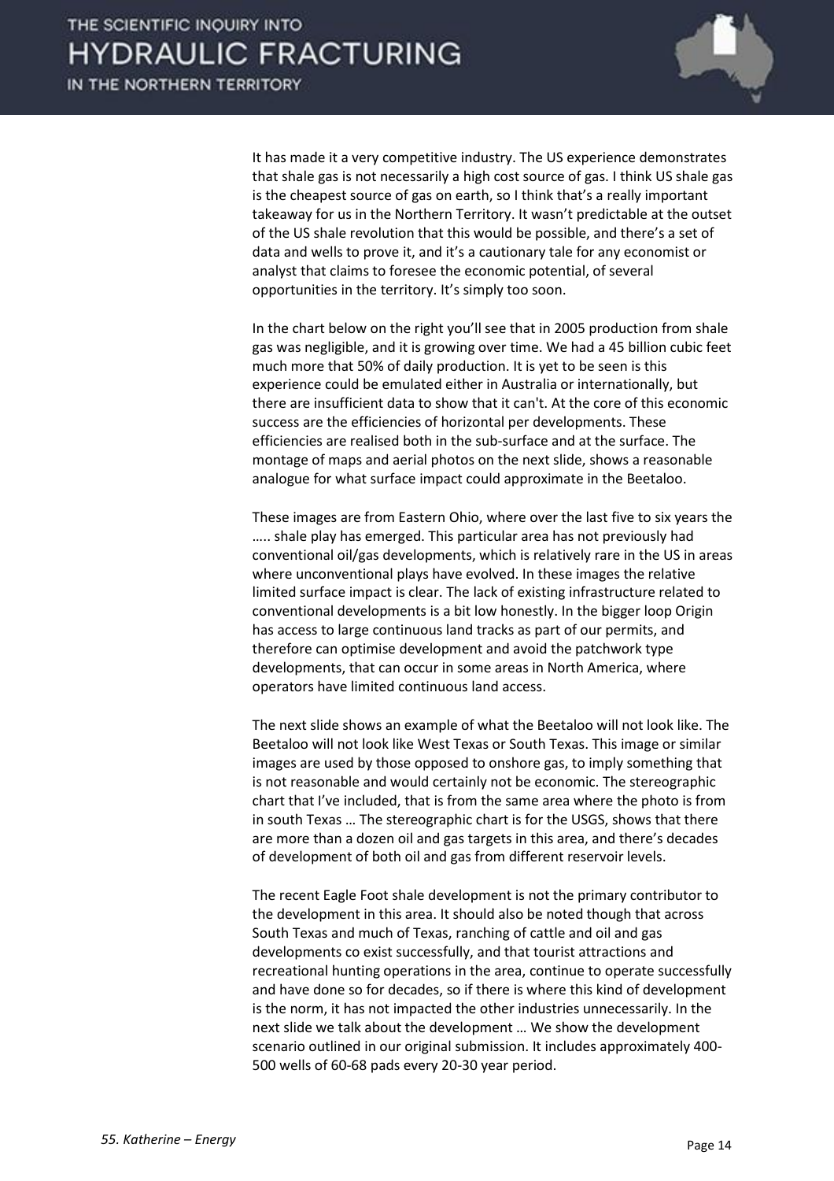It has made it a very competitive industry. The US experience demonstrates that shale gas is not necessarily a high cost source of gas. I think US shale gas is the cheapest source of gas on earth, so I think that's a really important takeaway for us in the Northern Territory. It wasn't predictable at the outset of the US shale revolution that this would be possible, and there's a set of data and wells to prove it, and it's a cautionary tale for any economist or analyst that claims to foresee the economic potential, of several opportunities in the territory. It's simply too soon.

In the chart below on the right you'll see that in 2005 production from shale gas was negligible, and it is growing over time. We had a 45 billion cubic feet much more that 50% of daily production. It is yet to be seen is this experience could be emulated either in Australia or internationally, but there are insufficient data to show that it can't. At the core of this economic success are the efficiencies of horizontal per developments. These efficiencies are realised both in the sub-surface and at the surface. The montage of maps and aerial photos on the next slide, shows a reasonable analogue for what surface impact could approximate in the Beetaloo.

These images are from Eastern Ohio, where over the last five to six years the ….. shale play has emerged. This particular area has not previously had conventional oil/gas developments, which is relatively rare in the US in areas where unconventional plays have evolved. In these images the relative limited surface impact is clear. The lack of existing infrastructure related to conventional developments is a bit low honestly. In the bigger loop Origin has access to large continuous land tracks as part of our permits, and therefore can optimise development and avoid the patchwork type developments, that can occur in some areas in North America, where operators have limited continuous land access.

The next slide shows an example of what the Beetaloo will not look like. The Beetaloo will not look like West Texas or South Texas. This image or similar images are used by those opposed to onshore gas, to imply something that is not reasonable and would certainly not be economic. The stereographic chart that I've included, that is from the same area where the photo is from in south Texas … The stereographic chart is for the USGS, shows that there are more than a dozen oil and gas targets in this area, and there's decades of development of both oil and gas from different reservoir levels.

The recent Eagle Foot shale development is not the primary contributor to the development in this area. It should also be noted though that across South Texas and much of Texas, ranching of cattle and oil and gas developments co exist successfully, and that tourist attractions and recreational hunting operations in the area, continue to operate successfully and have done so for decades, so if there is where this kind of development is the norm, it has not impacted the other industries unnecessarily. In the next slide we talk about the development … We show the development scenario outlined in our original submission. It includes approximately 400-500 wells of 60-68 pads every 20-30 year period.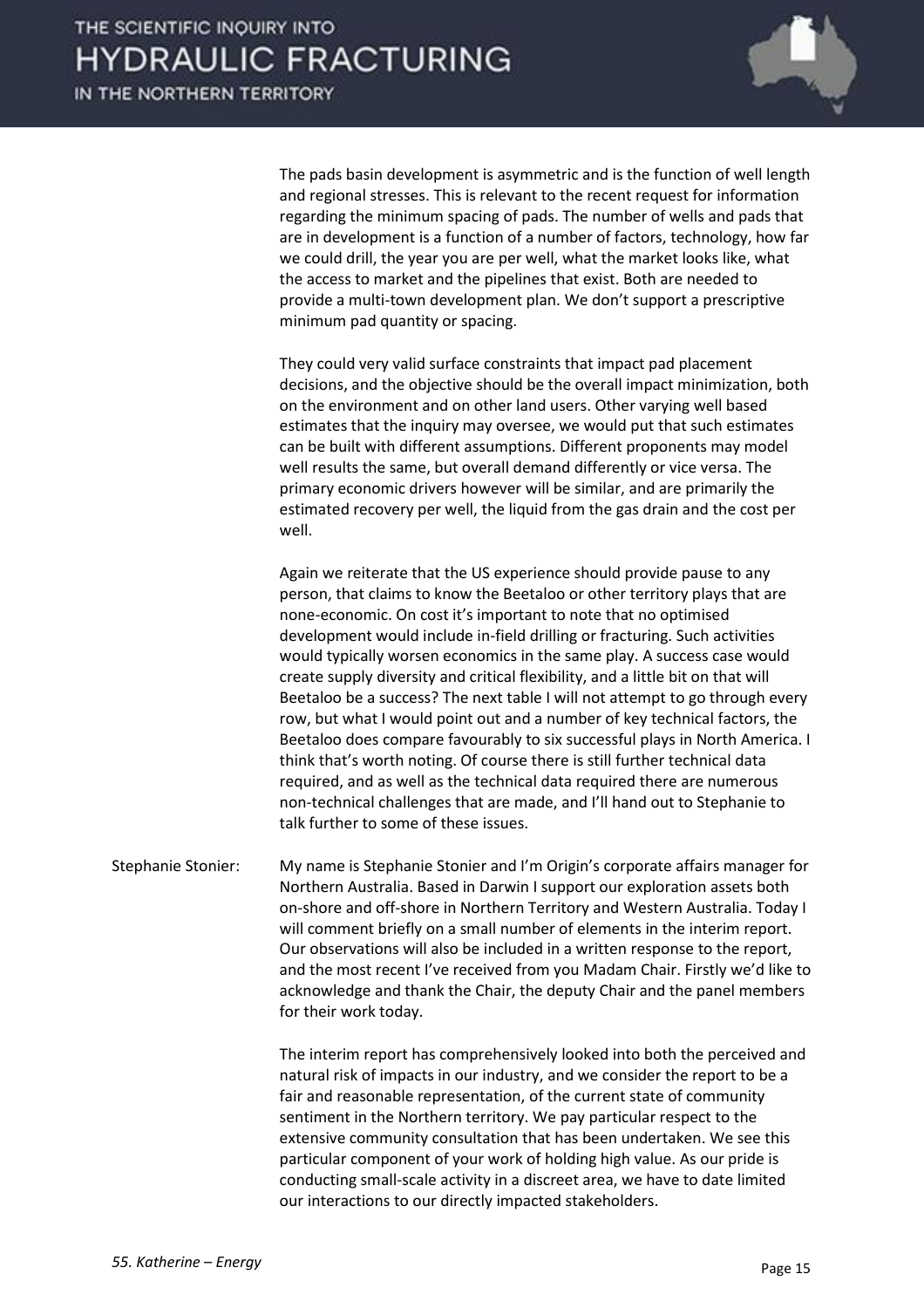The pads basin development is asymmetric and is the function of well length and regional stresses. This is relevant to the recent request for information regarding the minimum spacing of pads. The number of wells and pads that are in development is a function of a number of factors, technology, how far we could drill, the year you are per well, what the market looks like, what the access to market and the pipelines that exist. Both are needed to provide a multi-town development plan. We don't support a prescriptive minimum pad quantity or spacing.

They could very valid surface constraints that impact pad placement decisions, and the objective should be the overall impact minimization, both on the environment and on other land users. Other varying well based estimates that the inquiry may oversee, we would put that such estimates can be built with different assumptions. Different proponents may model well results the same, but overall demand differently or vice versa. The primary economic drivers however will be similar, and are primarily the estimated recovery per well, the liquid from the gas drain and the cost per well.

Again we reiterate that the US experience should provide pause to any person, that claims to know the Beetaloo or other territory plays that are none-economic. On cost it's important to note that no optimised development would include in-field drilling or fracturing. Such activities would typically worsen economics in the same play. A success case would create supply diversity and critical flexibility, and a little bit on that will Beetaloo be a success? The next table I will not attempt to go through every row, but what I would point out and a number of key technical factors, the Beetaloo does compare favourably to six successful plays in North America. I think that's worth noting. Of course there is still further technical data required, and as well as the technical data required there are numerous non-technical challenges that are made, and I'll hand out to Stephanie to talk further to some of these issues.

Stephanie Stonier: My name is Stephanie Stonier and I'm Origin's corporate affairs manager for Northern Australia. Based in Darwin I support our exploration assets both on-shore and off-shore in Northern Territory and Western Australia. Today I will comment briefly on a small number of elements in the interim report. Our observations will also be included in a written response to the report, and the most recent I've received from you Madam Chair. Firstly we'd like to acknowledge and thank the Chair, the deputy Chair and the panel members for their work today.

The interim report has comprehensively looked into both the perceived and natural risk of impacts in our industry, and we consider the report to be a fair and reasonable representation, of the current state of community sentiment in the Northern territory. We pay particular respect to the extensive community consultation that has been undertaken. We see this particular component of your work of holding high value. As our pride is conducting small-scale activity in a discreet area, we have to date limited our interactions to our directly impacted stakeholders.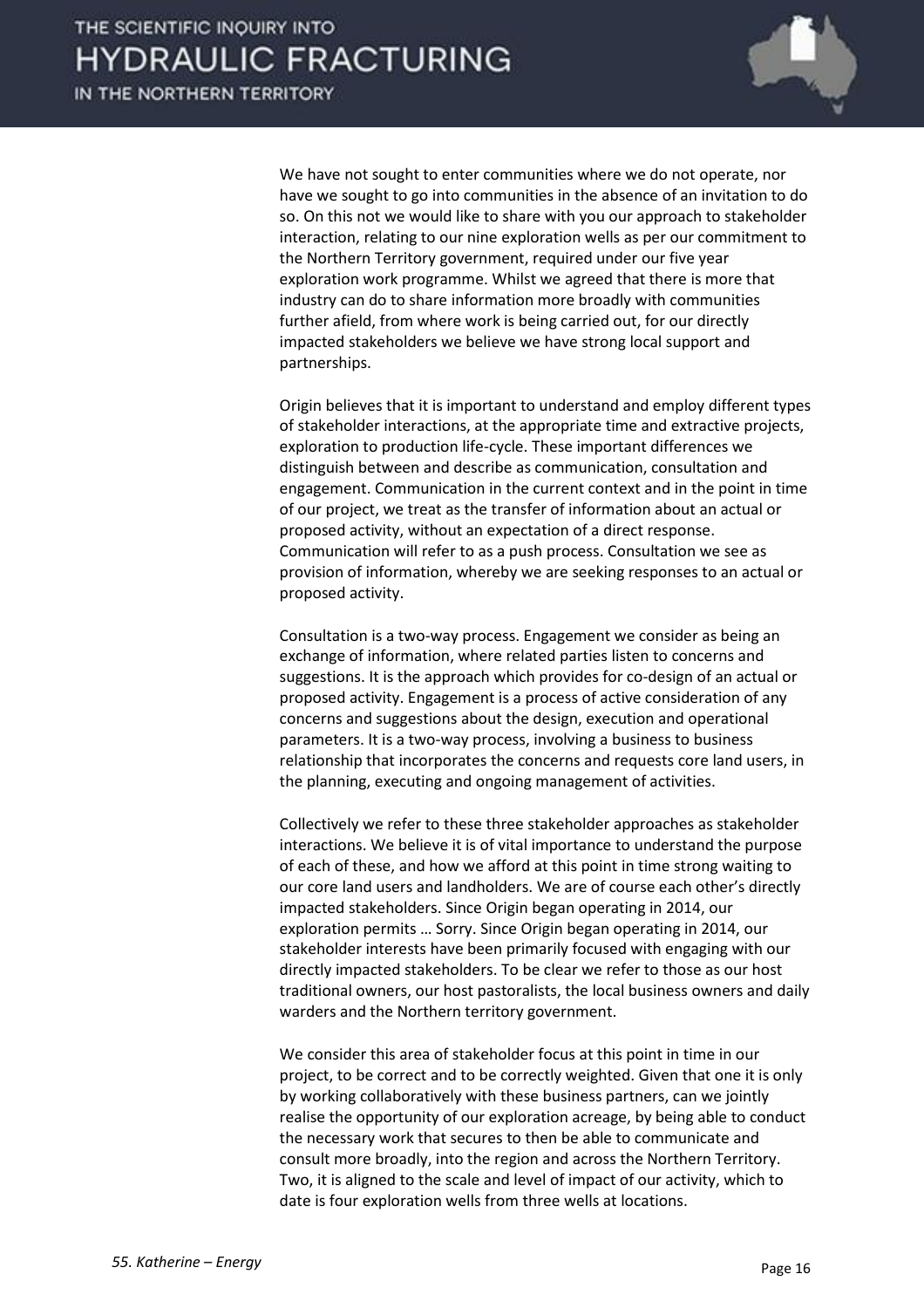We have not sought to enter communities where we do not operate, nor have we sought to go into communities in the absence of an invitation to do so. On this not we would like to share with you our approach to stakeholder interaction, relating to our nine exploration wells as per our commitment to the Northern Territory government, required under our five year exploration work programme. Whilst we agreed that there is more that industry can do to share information more broadly with communities further afield, from where work is being carried out, for our directly impacted stakeholders we believe we have strong local support and partnerships.

Origin believes that it is important to understand and employ different types of stakeholder interactions, at the appropriate time and extractive projects, exploration to production life-cycle. These important differences we distinguish between and describe as communication, consultation and engagement. Communication in the current context and in the point in time of our project, we treat as the transfer of information about an actual or proposed activity, without an expectation of a direct response. Communication will refer to as a push process. Consultation we see as provision of information, whereby we are seeking responses to an actual or proposed activity.

Consultation is a two-way process. Engagement we consider as being an exchange of information, where related parties listen to concerns and suggestions. It is the approach which provides for co-design of an actual or proposed activity. Engagement is a process of active consideration of any concerns and suggestions about the design, execution and operational parameters. It is a two-way process, involving a business to business relationship that incorporates the concerns and requests core land users, in the planning, executing and ongoing management of activities.

Collectively we refer to these three stakeholder approaches as stakeholder interactions. We believe it is of vital importance to understand the purpose of each of these, and how we afford at this point in time strong waiting to our core land users and landholders. We are of course each other's directly impacted stakeholders. Since Origin began operating in 2014, our exploration permits … Sorry. Since Origin began operating in 2014, our stakeholder interests have been primarily focused with engaging with our directly impacted stakeholders. To be clear we refer to those as our host traditional owners, our host pastoralists, the local business owners and daily warders and the Northern territory government.

We consider this area of stakeholder focus at this point in time in our project, to be correct and to be correctly weighted. Given that one it is only by working collaboratively with these business partners, can we jointly realise the opportunity of our exploration acreage, by being able to conduct the necessary work that secures to then be able to communicate and consult more broadly, into the region and across the Northern Territory. Two, it is aligned to the scale and level of impact of our activity, which to date is four exploration wells from three wells at locations.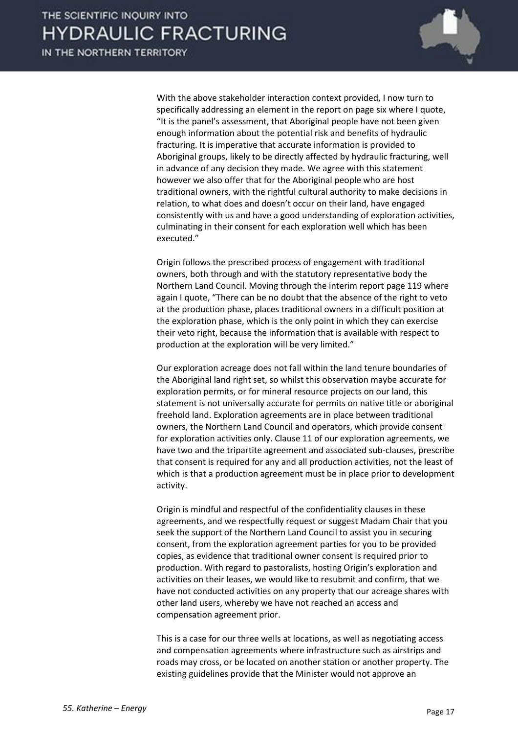With the above stakeholder interaction context provided, I now turn to specifically addressing an element in the report on page six where I quote, "It is the panel's assessment, that Aboriginal people have not been given enough information about the potential risk and benefits of hydraulic fracturing. It is imperative that accurate information is provided to Aboriginal groups, likely to be directly affected by hydraulic fracturing, well in advance of any decision they made. We agree with this statement however we also offer that for the Aboriginal people who are host traditional owners, with the rightful cultural authority to make decisions in relation, to what does and doesn't occur on their land, have engaged consistently with us and have a good understanding of exploration activities, culminating in their consent for each exploration well which has been executed."

Origin follows the prescribed process of engagement with traditional owners, both through and with the statutory representative body the Northern Land Council. Moving through the interim report page 119 where again I quote, "There can be no doubt that the absence of the right to veto at the production phase, places traditional owners in a difficult position at the exploration phase, which is the only point in which they can exercise their veto right, because the information that is available with respect to production at the exploration will be very limited."

Our exploration acreage does not fall within the land tenure boundaries of the Aboriginal land right set, so whilst this observation maybe accurate for exploration permits, or for mineral resource projects on our land, this statement is not universally accurate for permits on native title or aboriginal freehold land. Exploration agreements are in place between traditional owners, the Northern Land Council and operators, which provide consent for exploration activities only. Clause 11 of our exploration agreements, we have two and the tripartite agreement and associated sub-clauses, prescribe that consent is required for any and all production activities, not the least of which is that a production agreement must be in place prior to development activity.

Origin is mindful and respectful of the confidentiality clauses in these agreements, and we respectfully request or suggest Madam Chair that you seek the support of the Northern Land Council to assist you in securing consent, from the exploration agreement parties for you to be provided copies, as evidence that traditional owner consent is required prior to production. With regard to pastoralists, hosting Origin's exploration and activities on their leases, we would like to resubmit and confirm, that we have not conducted activities on any property that our acreage shares with other land users, whereby we have not reached an access and compensation agreement prior.

This is a case for our three wells at locations, as well as negotiating access and compensation agreements where infrastructure such as airstrips and roads may cross, or be located on another station or another property. The existing guidelines provide that the Minister would not approve an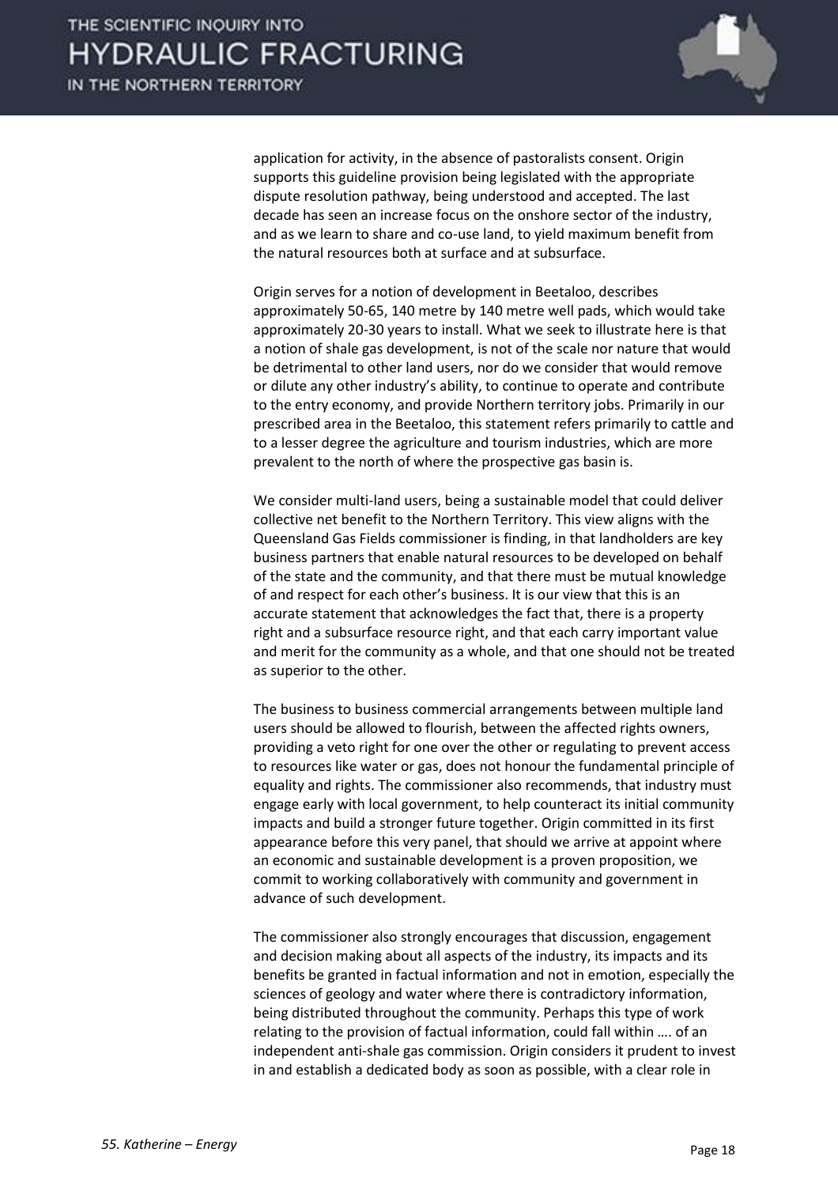application for activity, in the absence of pastoralists consent. Origin supports this guideline provision being legislated with the appropriate dispute resolution pathway, being understood and accepted. The last decade has seen an increase focus on the onshore sector of the industry, and as we learn to share and co-use land, to yield maximum benefit from the natural resources both at surface and at subsurface.

Origin serves for a notion of development in Beetaloo, describes approximately 50-65, 140 metre by 140 metre well pads, which would take approximately 20-30 years to install. What we seek to illustrate here is that a notion of shale gas development, is not of the scale nor nature that would be detrimental to other land users, nor do we consider that would remove or dilute any other industry's ability, to continue to operate and contribute to the entry economy, and provide Northern territory jobs. Primarily in our prescribed area in the Beetaloo, this statement refers primarily to cattle and to a lesser degree the agriculture and tourism industries, which are more prevalent to the north of where the prospective gas basin is.

We consider multi-land users, being a sustainable model that could deliver collective net benefit to the Northern Territory. This view aligns with the Queensland Gas Fields commissioner is finding, in that landholders are key business partners that enable natural resources to be developed on behalf of the state and the community, and that there must be mutual knowledge of and respect for each other's business. It is our view that this is an accurate statement that acknowledges the fact that, there is a property right and a subsurface resource right, and that each carry important value and merit for the community as a whole, and that one should not be treated as superior to the other.

The business to business commercial arrangements between multiple land users should be allowed to flourish, between the affected rights owners, providing a veto right for one over the other or regulating to prevent access to resources like water or gas, does not honour the fundamental principle of equality and rights. The commissioner also recommends, that industry must engage early with local government, to help counteract its initial community impacts and build a stronger future together. Origin committed in its first appearance before this very panel, that should we arrive at appoint where an economic and sustainable development is a proven proposition, we commit to working collaboratively with community and government in advance of such development.

The commissioner also strongly encourages that discussion, engagement and decision making about all aspects of the industry, its impacts and its benefits be granted in factual information and not in emotion, especially the sciences of geology and water where there is contradictory information, being distributed throughout the community. Perhaps this type of work relating to the provision of factual information, could fall within …. of an independent anti-shale gas commission. Origin considers it prudent to invest in and establish a dedicated body as soon as possible, with a clear role in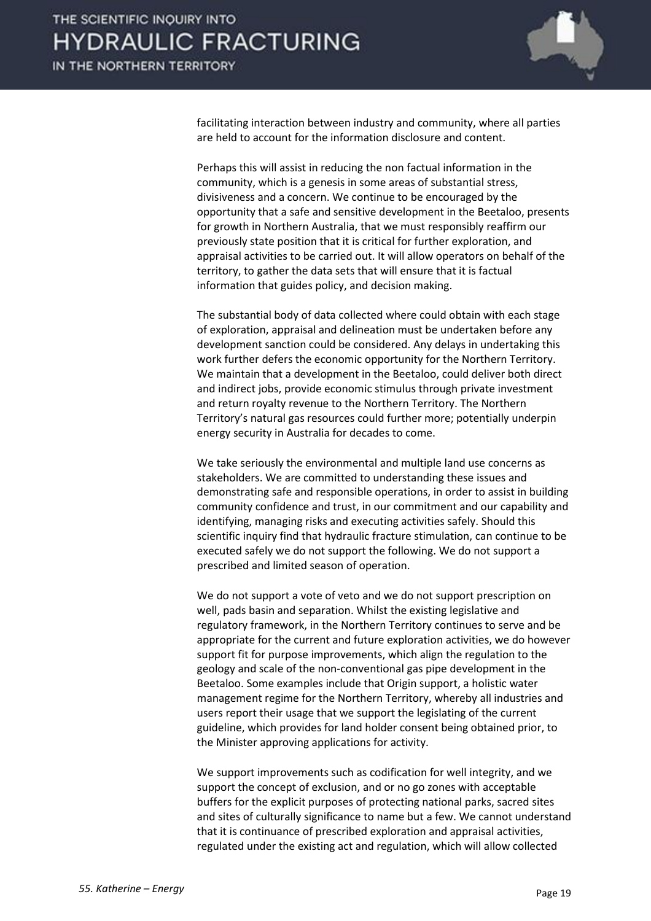facilitating interaction between industry and community, where all parties are held to account for the information disclosure and content.

Perhaps this will assist in reducing the non factual information in the community, which is a genesis in some areas of substantial stress, divisiveness and a concern. We continue to be encouraged by the opportunity that a safe and sensitive development in the Beetaloo, presents for growth in Northern Australia, that we must responsibly reaffirm our previously state position that it is critical for further exploration, and appraisal activities to be carried out. It will allow operators on behalf of the territory, to gather the data sets that will ensure that it is factual information that guides policy, and decision making.

The substantial body of data collected where could obtain with each stage of exploration, appraisal and delineation must be undertaken before any development sanction could be considered. Any delays in undertaking this work further defers the economic opportunity for the Northern Territory. We maintain that a development in the Beetaloo, could deliver both direct and indirect jobs, provide economic stimulus through private investment and return royalty revenue to the Northern Territory. The Northern Territory's natural gas resources could further more; potentially underpin energy security in Australia for decades to come.

We take seriously the environmental and multiple land use concerns as stakeholders. We are committed to understanding these issues and demonstrating safe and responsible operations, in order to assist in building community confidence and trust, in our commitment and our capability and identifying, managing risks and executing activities safely. Should this scientific inquiry find that hydraulic fracture stimulation, can continue to be executed safely we do not support the following. We do not support a prescribed and limited season of operation.

We do not support a vote of veto and we do not support prescription on well, pads basin and separation. Whilst the existing legislative and regulatory framework, in the Northern Territory continues to serve and be appropriate for the current and future exploration activities, we do however support fit for purpose improvements, which align the regulation to the geology and scale of the non-conventional gas pipe development in the Beetaloo. Some examples include that Origin support, a holistic water management regime for the Northern Territory, whereby all industries and users report their usage that we support the legislating of the current guideline, which provides for land holder consent being obtained prior, to the Minister approving applications for activity.

We support improvements such as codification for well integrity, and we support the concept of exclusion, and or no go zones with acceptable buffers for the explicit purposes of protecting national parks, sacred sites and sites of culturally significance to name but a few. We cannot understand that it is continuance of prescribed exploration and appraisal activities, regulated under the existing act and regulation, which will allow collected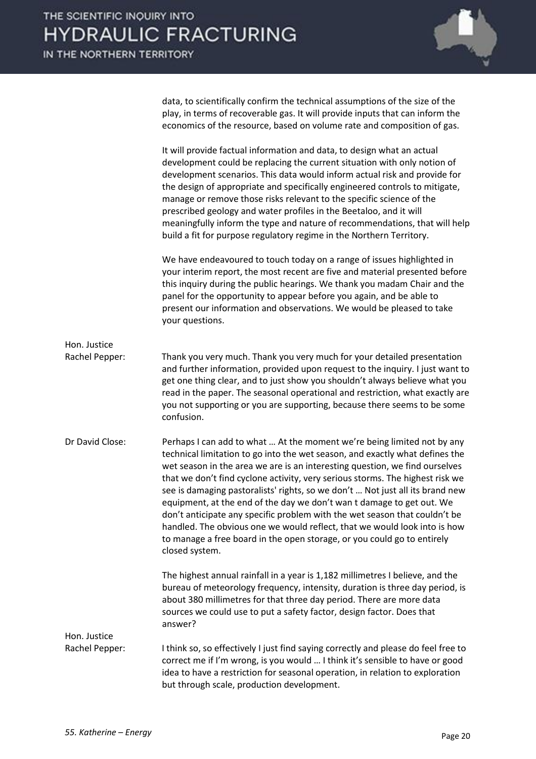data, to scientifically confirm the technical assumptions of the size of the play, in terms of recoverable gas. It will provide inputs that can inform the economics of the resource, based on volume rate and composition of gas.

It will provide factual information and data, to design what an actual development could be replacing the current situation with only notion of development scenarios. This data would inform actual risk and provide for the design of appropriate and specifically engineered controls to mitigate, manage or remove those risks relevant to the specific science of the prescribed geology and water profiles in the Beetaloo, and it will meaningfully inform the type and nature of recommendations, that will help build a fit for purpose regulatory regime in the Northern Territory.

We have endeavoured to touch today on a range of issues highlighted in your interim report, the most recent are five and material presented before this inquiry during the public hearings. We thank you madam Chair and the panel for the opportunity to appear before you again, and be able to present our information and observations. We would be pleased to take your questions.

Hon. Justice Rachel Pepper: Thank you very much. Thank you very much for your detailed presentation and further information, provided upon request to the inquiry. I just want to get one thing clear, and to just show you shouldn't always believe what you read in the paper. The seasonal operational and restriction, what exactly are you not supporting or you are supporting, because there seems to be some confusion.

Dr David Close: Perhaps I can add to what … At the moment we're being limited not by any technical limitation to go into the wet season, and exactly what defines the wet season in the area we are is an interesting question, we find ourselves that we don't find cyclone activity, very serious storms. The highest risk we see is damaging pastoralists' rights, so we don't … Not just all its brand new equipment, at the end of the day we don't wan t damage to get out. We don't anticipate any specific problem with the wet season that couldn't be handled. The obvious one we would reflect, that we would look into is how to manage a free board in the open storage, or you could go to entirely closed system.

The highest annual rainfall in a year is 1,182 millimetres I believe, and the bureau of meteorology frequency, intensity, duration is three day period, is about 380 millimetres for that three day period. There are more data sources we could use to put a safety factor, design factor. Does that answer?

Hon. Justice Rachel Pepper: I think so, so effectively I just find saying correctly and please do feel free to correct me if I'm wrong, is you would … I think it's sensible to have or good idea to have a restriction for seasonal operation, in relation to exploration but through scale, production development.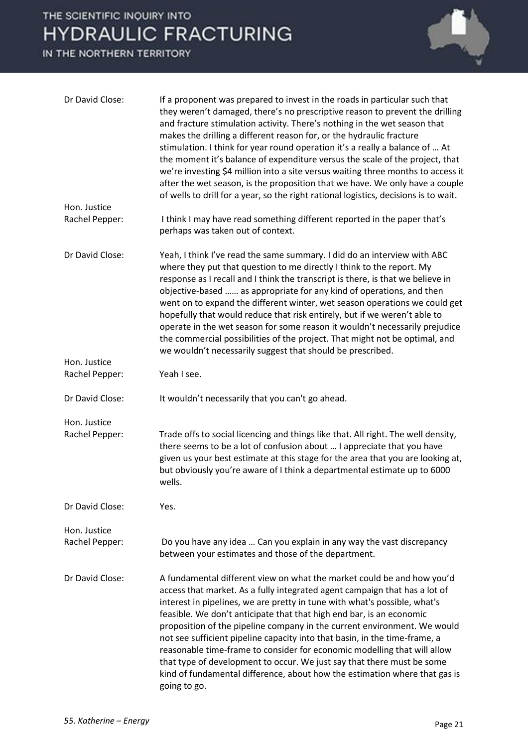Dr David Close: If a proponent was prepared to invest in the roads in particular such that they weren't damaged, there's no prescriptive reason to prevent the drilling and fracture stimulation activity. There's nothing in the wet season that makes the drilling a different reason for, or the hydraulic fracture stimulation. I think for year round operation it's a really a balance of … At the moment it's balance of expenditure versus the scale of the project, that we're investing $4 million into a site versus waiting three months to access it after the wet season, is the proposition that we have. We only have a couple of wells to drill for a year, so the right rational logistics, decisions is to wait.

Hon. Justice Rachel Pepper: I think I may have read something different reported in the paper that's perhaps was taken out of context.

Dr David Close: Yeah, I think I've read the same summary. I did do an interview with ABC where they put that question to me directly I think to the report. My response as I recall and I think the transcript is there, is that we believe in objective-based …… as appropriate for any kind of operations, and then went on to expand the different winter, wet season operations we could get hopefully that would reduce that risk entirely, but if we weren't able to operate in the wet season for some reason it wouldn't necessarily prejudice the commercial possibilities of the project. That might not be optimal, and we wouldn't necessarily suggest that should be prescribed.

Hon. Justice Rachel Pepper: Yeah I see.

Dr David Close: It wouldn't necessarily that you can't go ahead.

Hon. Justice Rachel Pepper: Trade offs to social licencing and things like that. All right. The well density, there seems to be a lot of confusion about … I appreciate that you have given us your best estimate at this stage for the area that you are looking at, but obviously you're aware of I think a departmental estimate up to 6000 wells.

Dr David Close: Yes.

Hon. Justice Rachel Pepper: Do you have any idea … Can you explain in any way the vast discrepancy between your estimates and those of the department.

Dr David Close: A fundamental different view on what the market could be and how you'd access that market. As a fully integrated agent campaign that has a lot of interest in pipelines, we are pretty in tune with what's possible, what's feasible. We don't anticipate that that high end bar, is an economic proposition of the pipeline company in the current environment. We would not see sufficient pipeline capacity into that basin, in the time-frame, a reasonable time-frame to consider for economic modelling that will allow that type of development to occur. We just say that there must be some kind of fundamental difference, about how the estimation where that gas is going to go.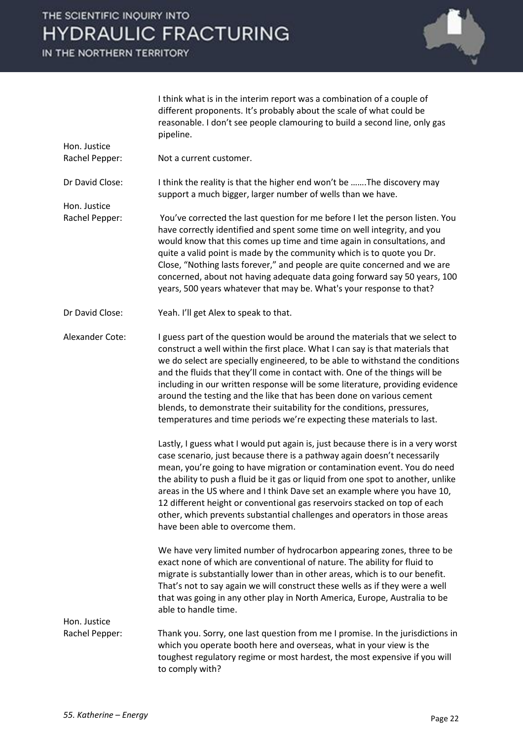I think what is in the interim report was a combination of a couple of different proponents. It's probably about the scale of what could be reasonable. I don't see people clamouring to build a second line, only gas pipeline.

**Hon. Justice Rachel Pepper:** Not a current customer.

**Dr David Close:** I think the reality is that the higher end won't be …….The discovery may support a much bigger, larger number of wells than we have.

**Hon. Justice Rachel Pepper:** You've corrected the last question for me before I let the person listen. You have correctly identified and spent some time on well integrity, and you would know that this comes up time and time again in consultations, and quite a valid point is made by the community which is to quote you Dr. Close, "Nothing lasts forever," and people are quite concerned and we are concerned, about not having adequate data going forward say 50 years, 100 years, 500 years whatever that may be. What's your response to that?

**Dr David Close:** Yeah. I'll get Alex to speak to that.

**Alexander Cote:** I guess part of the question would be around the materials that we select to construct a well within the first place. What I can say is that materials that we do select are specially engineered, to be able to withstand the conditions and the fluids that they'll come in contact with. One of the things will be including in our written response will be some literature, providing evidence around the testing and the like that has been done on various cement blends, to demonstrate their suitability for the conditions, pressures, temperatures and time periods we're expecting these materials to last.

Lastly, I guess what I would put again is, just because there is in a very worst case scenario, just because there is a pathway again doesn't necessarily mean, you're going to have migration or contamination event. You do need the ability to push a fluid be it gas or liquid from one spot to another, unlike areas in the US where and I think Dave set an example where you have 10, 12 different height or conventional gas reservoirs stacked on top of each other, which prevents substantial challenges and operators in those areas have been able to overcome them.

We have very limited number of hydrocarbon appearing zones, three to be exact none of which are conventional of nature. The ability for fluid to migrate is substantially lower than in other areas, which is to our benefit. That's not to say again we will construct these wells as if they were a well that was going in any other play in North America, Europe, Australia to be able to handle time.

**Hon. Justice Rachel Pepper:** Thank you. Sorry, one last question from me I promise. In the jurisdictions in which you operate booth here and overseas, what in your view is the toughest regulatory regime or most hardest, the most expensive if you will to comply with?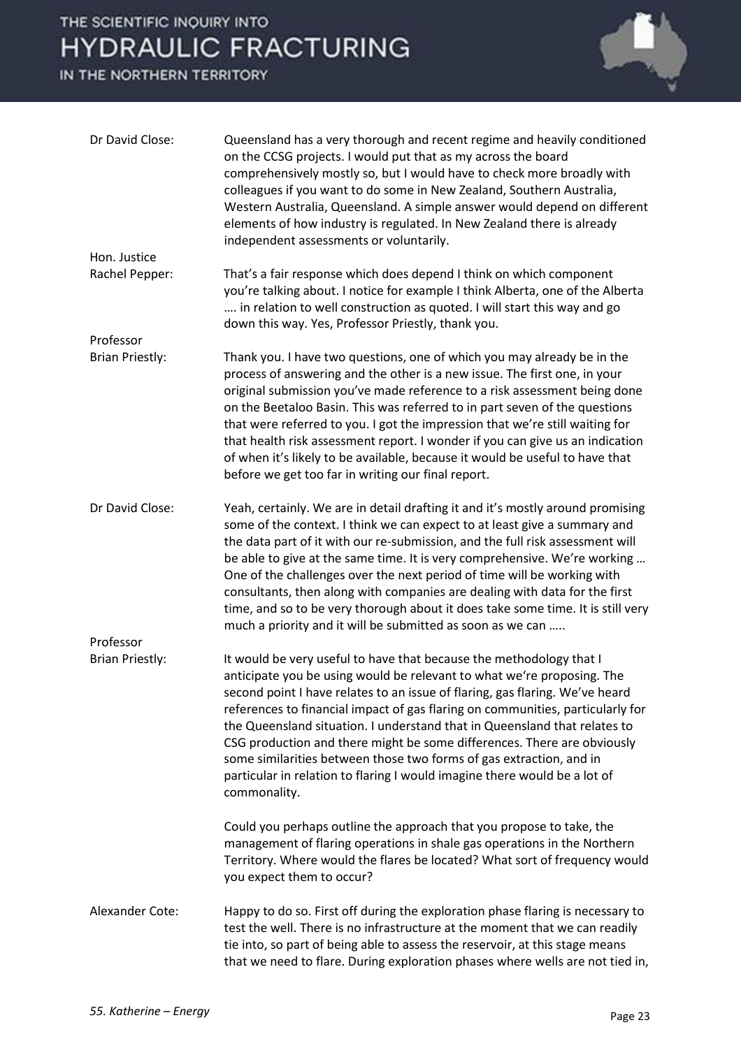**Dr David Close:** Queensland has a very thorough and recent regime and heavily conditioned on the CCSG projects. I would put that as my across the board comprehensively mostly so, but I would have to check more broadly with colleagues if you want to do some in New Zealand, Southern Australia, Western Australia, Queensland. A simple answer would depend on different elements of how industry is regulated. In New Zealand there is already independent assessments or voluntarily.

**Hon. Justice Rachel Pepper:** That's a fair response which does depend I think on which component you're talking about. I notice for example I think Alberta, one of the Alberta …. in relation to well construction as quoted. I will start this way and go down this way. Yes, Professor Priestly, thank you.

**Professor Brian Priestly:** Thank you. I have two questions, one of which you may already be in the process of answering and the other is a new issue. The first one, in your original submission you've made reference to a risk assessment being done on the Beetaloo Basin. This was referred to in part seven of the questions that were referred to you. I got the impression that we're still waiting for that health risk assessment report. I wonder if you can give us an indication of when it's likely to be available, because it would be useful to have that before we get too far in writing our final report.

**Dr David Close:** Yeah, certainly. We are in detail drafting it and it's mostly around promising some of the context. I think we can expect to at least give a summary and the data part of it with our re-submission, and the full risk assessment will be able to give at the same time. It is very comprehensive. We're working … One of the challenges over the next period of time will be working with consultants, then along with companies are dealing with data for the first time, and so to be very thorough about it does take some time. It is still very much a priority and it will be submitted as soon as we can …..

**Professor Brian Priestly:** It would be very useful to have that because the methodology that I anticipate you be using would be relevant to what we're proposing. The second point I have relates to an issue of flaring, gas flaring. We've heard references to financial impact of gas flaring on communities, particularly for the Queensland situation. I understand that in Queensland that relates to CSG production and there might be some differences. There are obviously some similarities between those two forms of gas extraction, and in particular in relation to flaring I would imagine there would be a lot of commonality.

Could you perhaps outline the approach that you propose to take, the management of flaring operations in shale gas operations in the Northern Territory. Where would the flares be located? What sort of frequency would you expect them to occur?

**Alexander Cote:** Happy to do so. First off during the exploration phase flaring is necessary to test the well. There is no infrastructure at the moment that we can readily tie into, so part of being able to assess the reservoir, at this stage means that we need to flare. During exploration phases where wells are not tied in,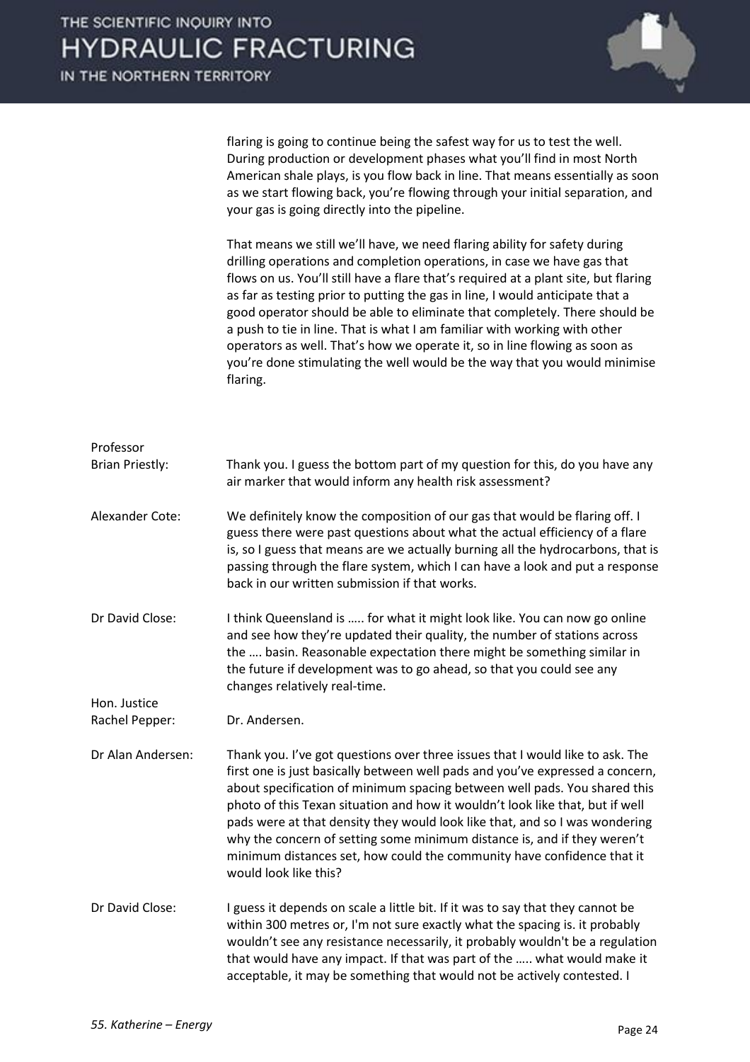flaring is going to continue being the safest way for us to test the well. During production or development phases what you'll find in most North American shale plays, is you flow back in line. That means essentially as soon as we start flowing back, you're flowing through your initial separation, and your gas is going directly into the pipeline.

That means we still we'll have, we need flaring ability for safety during drilling operations and completion operations, in case we have gas that flows on us. You'll still have a flare that's required at a plant site, but flaring as far as testing prior to putting the gas in line, I would anticipate that a good operator should be able to eliminate that completely. There should be a push to tie in line. That is what I am familiar with working with other operators as well. That's how we operate it, so in line flowing as soon as you're done stimulating the well would be the way that you would minimise flaring.

**Professor Brian Priestly:** Thank you. I guess the bottom part of my question for this, do you have any air marker that would inform any health risk assessment?

**Alexander Cote:** We definitely know the composition of our gas that would be flaring off. I guess there were past questions about what the actual efficiency of a flare is, so I guess that means are we actually burning all the hydrocarbons, that is passing through the flare system, which I can have a look and put a response back in our written submission if that works.

**Dr David Close:** I think Queensland is ….. for what it might look like. You can now go online and see how they're updated their quality, the number of stations across the …. basin. Reasonable expectation there might be something similar in the future if development was to go ahead, so that you could see any changes relatively real-time.

**Hon. Justice Rachel Pepper:** Dr. Andersen.

**Dr Alan Andersen:** Thank you. I've got questions over three issues that I would like to ask. The first one is just basically between well pads and you've expressed a concern, about specification of minimum spacing between well pads. You shared this photo of this Texan situation and how it wouldn't look like that, but if well pads were at that density they would look like that, and so I was wondering why the concern of setting some minimum distance is, and if they weren't minimum distances set, how could the community have confidence that it would look like this?

**Dr David Close:** I guess it depends on scale a little bit. If it was to say that they cannot be within 300 metres or, I'm not sure exactly what the spacing is. it probably wouldn't see any resistance necessarily, it probably wouldn't be a regulation that would have any impact. If that was part of the ….. what would make it acceptable, it may be something that would not be actively contested. I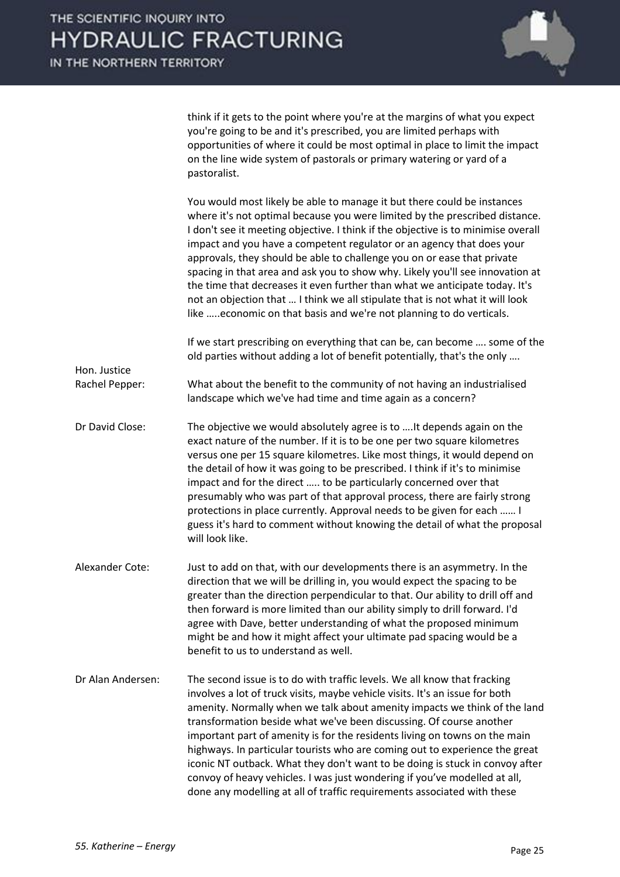think if it gets to the point where you're at the margins of what you expect you're going to be and it's prescribed, you are limited perhaps with opportunities of where it could be most optimal in place to limit the impact on the line wide system of pastorals or primary watering or yard of a pastoralist.

You would most likely be able to manage it but there could be instances where it's not optimal because you were limited by the prescribed distance. I don't see it meeting objective. I think if the objective is to minimise overall impact and you have a competent regulator or an agency that does your approvals, they should be able to challenge you on or ease that private spacing in that area and ask you to show why. Likely you'll see innovation at the time that decreases it even further than what we anticipate today. It's not an objection that … I think we all stipulate that is not what it will look like …..economic on that basis and we're not planning to do verticals.

If we start prescribing on everything that can be, can become …. some of the old parties without adding a lot of benefit potentially, that's the only ….

**Hon. Justice Rachel Pepper:** What about the benefit to the community of not having an industrialised landscape which we've had time and time again as a concern?

**Dr David Close:** The objective we would absolutely agree is to ….It depends again on the exact nature of the number. If it is to be one per two square kilometres versus one per 15 square kilometres. Like most things, it would depend on the detail of how it was going to be prescribed. I think if it's to minimise impact and for the direct ….. to be particularly concerned over that presumably who was part of that approval process, there are fairly strong protections in place currently. Approval needs to be given for each …… I guess it's hard to comment without knowing the detail of what the proposal will look like.

**Alexander Cote:** Just to add on that, with our developments there is an asymmetry. In the direction that we will be drilling in, you would expect the spacing to be greater than the direction perpendicular to that. Our ability to drill off and then forward is more limited than our ability simply to drill forward. I'd agree with Dave, better understanding of what the proposed minimum might be and how it might affect your ultimate pad spacing would be a benefit to us to understand as well.

**Dr Alan Andersen:** The second issue is to do with traffic levels. We all know that fracking involves a lot of truck visits, maybe vehicle visits. It's an issue for both amenity. Normally when we talk about amenity impacts we think of the land transformation beside what we've been discussing. Of course another important part of amenity is for the residents living on towns on the main highways. In particular tourists who are coming out to experience the great iconic NT outback. What they don't want to be doing is stuck in convoy after convoy of heavy vehicles. I was just wondering if you've modelled at all, done any modelling at all of traffic requirements associated with these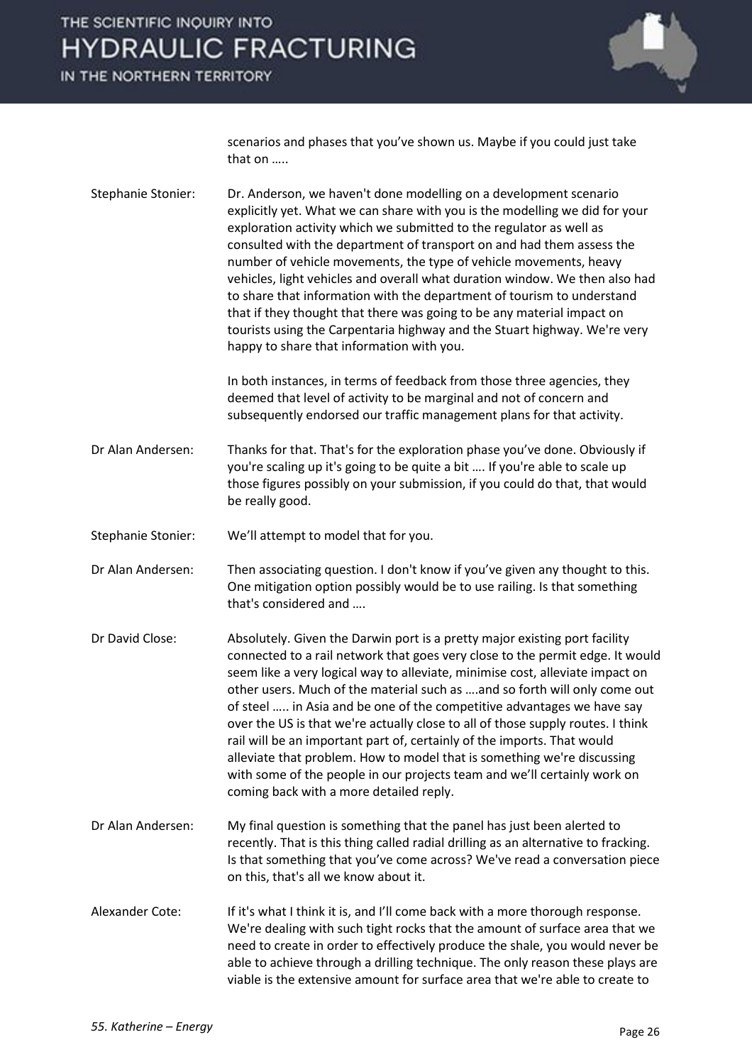scenarios and phases that you've shown us. Maybe if you could just take that on .....

Stephanie Stonier: Dr. Anderson, we haven't done modelling on a development scenario explicitly yet. What we can share with you is the modelling we did for your exploration activity which we submitted to the regulator as well as consulted with the department of transport on and had them assess the number of vehicle movements, the type of vehicle movements, heavy vehicles, light vehicles and overall what duration window. We then also had to share that information with the department of tourism to understand that if they thought that there was going to be any material impact on tourists using the Carpentaria highway and the Stuart highway. We're very happy to share that information with you.

In both instances, in terms of feedback from those three agencies, they deemed that level of activity to be marginal and not of concern and subsequently endorsed our traffic management plans for that activity.

Dr Alan Andersen: Thanks for that. That's for the exploration phase you've done. Obviously if you're scaling up it's going to be quite a bit .... If you're able to scale up those figures possibly on your submission, if you could do that, that would be really good.

Stephanie Stonier: We'll attempt to model that for you.

Dr Alan Andersen: Then associating question. I don't know if you've given any thought to this. One mitigation option possibly would be to use railing. Is that something that's considered and ....

Dr David Close: Absolutely. Given the Darwin port is a pretty major existing port facility connected to a rail network that goes very close to the permit edge. It would seem like a very logical way to alleviate, minimise cost, alleviate impact on other users. Much of the material such as ....and so forth will only come out of steel ..... in Asia and be one of the competitive advantages we have say over the US is that we're actually close to all of those supply routes. I think rail will be an important part of, certainly of the imports. That would alleviate that problem. How to model that is something we're discussing with some of the people in our projects team and we'll certainly work on coming back with a more detailed reply.

Dr Alan Andersen: My final question is something that the panel has just been alerted to recently. That is this thing called radial drilling as an alternative to fracking. Is that something that you've come across? We've read a conversation piece on this, that's all we know about it.

Alexander Cote: If it's what I think it is, and I'll come back with a more thorough response. We're dealing with such tight rocks that the amount of surface area that we need to create in order to effectively produce the shale, you would never be able to achieve through a drilling technique. The only reason these plays are viable is the extensive amount for surface area that we're able to create to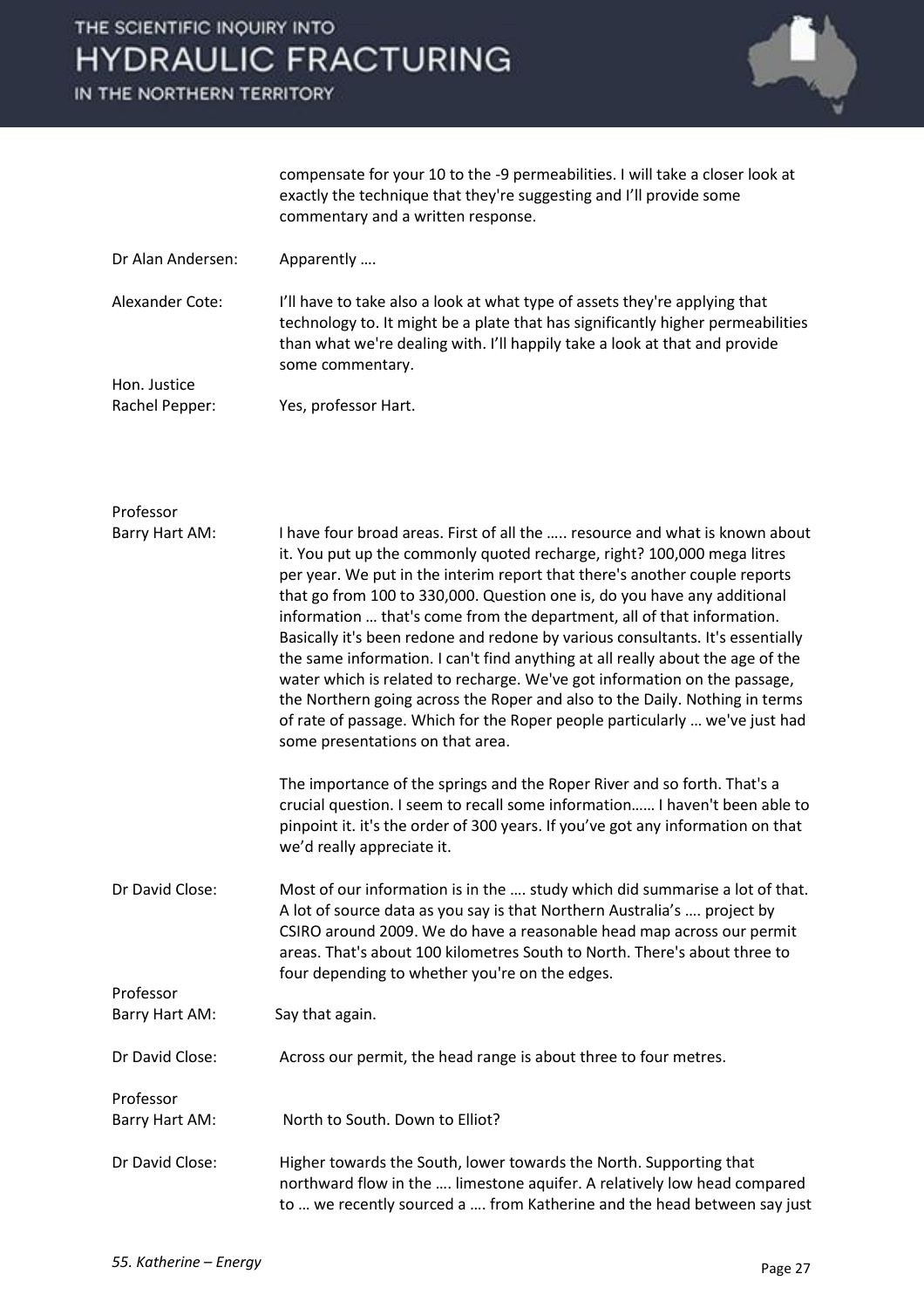| | |
|---|---|
| | compensate for your 10 to the -9 permeabilities. I will take a closer look at exactly the technique that they're suggesting and I'll provide some commentary and a written response. |
| Dr Alan Andersen: | Apparently …. |
| Alexander Cote: | I'll have to take also a look at what type of assets they're applying that technology to. It might be a plate that has significantly higher permeabilities than what we're dealing with. I'll happily take a look at that and provide some commentary. |
| Hon. Justice Rachel Pepper: | Yes, professor Hart. |
| Professor Barry Hart AM: | I have four broad areas. First of all the ….. resource and what is known about it. You put up the commonly quoted recharge, right? 100,000 mega litres per year. We put in the interim report that there's another couple reports that go from 100 to 330,000. Question one is, do you have any additional information … that's come from the department, all of that information. Basically it's been redone and redone by various consultants. It's essentially the same information. I can't find anything at all really about the age of the water which is related to recharge. We've got information on the passage, the Northern going across the Roper and also to the Daily. Nothing in terms of rate of passage. Which for the Roper people particularly … we've just had some presentations on that area.<br><br>The importance of the springs and the Roper River and so forth. That's a crucial question. I seem to recall some information…… I haven't been able to pinpoint it. it's the order of 300 years. If you've got any information on that we'd really appreciate it. |
| Dr David Close: | Most of our information is in the …. study which did summarise a lot of that. A lot of source data as you say is that Northern Australia's …. project by CSIRO around 2009. We do have a reasonable head map across our permit areas. That's about 100 kilometres South to North. There's about three to four depending to whether you're on the edges. |
| Professor Barry Hart AM: | Say that again. |
| Dr David Close: | Across our permit, the head range is about three to four metres. |
| Professor Barry Hart AM: | North to South. Down to Elliot? |
| Dr David Close: | Higher towards the South, lower towards the North. Supporting that northward flow in the …. limestone aquifer. A relatively low head compared to … we recently sourced a …. from Katherine and the head between say just |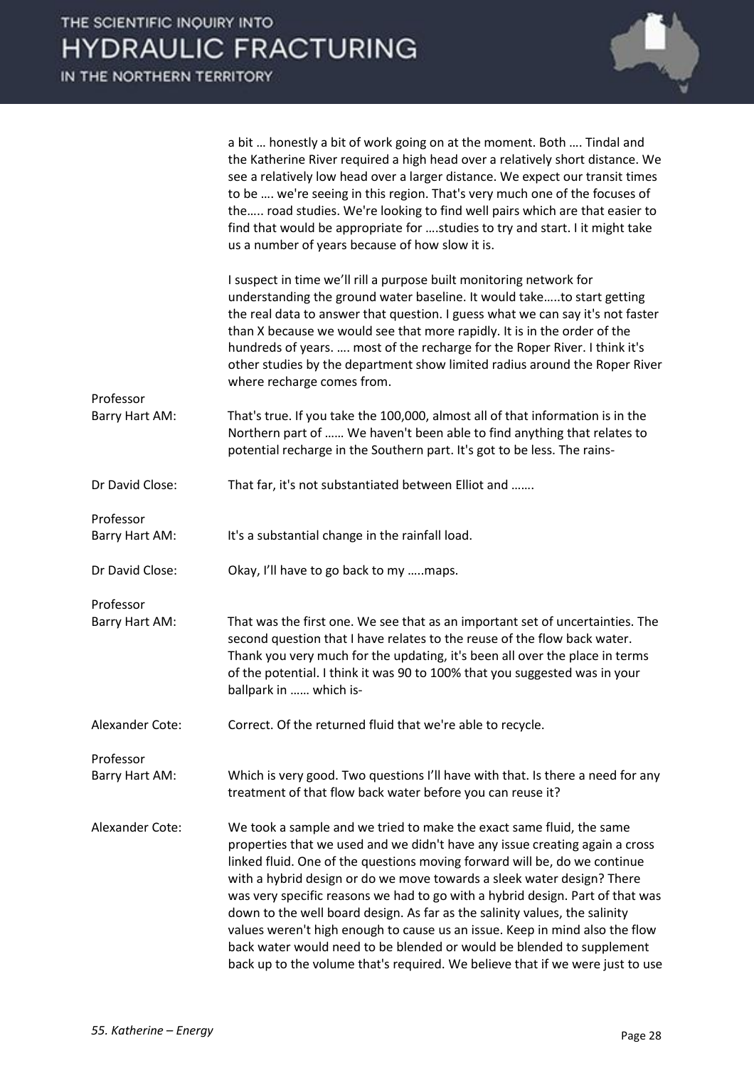a bit … honestly a bit of work going on at the moment. Both …. Tindal and the Katherine River required a high head over a relatively short distance. We see a relatively low head over a larger distance. We expect our transit times to be …. we're seeing in this region. That's very much one of the focuses of the….. road studies. We're looking to find well pairs which are that easier to find that would be appropriate for ….studies to try and start. I it might take us a number of years because of how slow it is.

I suspect in time we'll rill a purpose built monitoring network for understanding the ground water baseline. It would take…..to start getting the real data to answer that question. I guess what we can say it's not faster than X because we would see that more rapidly. It is in the order of the hundreds of years. …. most of the recharge for the Roper River. I think it's other studies by the department show limited radius around the Roper River where recharge comes from.

**Professor Barry Hart AM:** That's true. If you take the 100,000, almost all of that information is in the Northern part of …… We haven't been able to find anything that relates to potential recharge in the Southern part. It's got to be less. The rains-

**Dr David Close:** That far, it's not substantiated between Elliot and …….

**Professor Barry Hart AM:** It's a substantial change in the rainfall load.

**Dr David Close:** Okay, I'll have to go back to my …..maps.

**Professor Barry Hart AM:** That was the first one. We see that as an important set of uncertainties. The second question that I have relates to the reuse of the flow back water. Thank you very much for the updating, it's been all over the place in terms of the potential. I think it was 90 to 100% that you suggested was in your ballpark in …… which is-

**Alexander Cote:** Correct. Of the returned fluid that we're able to recycle.

**Professor Barry Hart AM:** Which is very good. Two questions I'll have with that. Is there a need for any treatment of that flow back water before you can reuse it?

**Alexander Cote:** We took a sample and we tried to make the exact same fluid, the same properties that we used and we didn't have any issue creating again a cross linked fluid. One of the questions moving forward will be, do we continue with a hybrid design or do we move towards a sleek water design? There was very specific reasons we had to go with a hybrid design. Part of that was down to the well board design. As far as the salinity values, the salinity values weren't high enough to cause us an issue. Keep in mind also the flow back water would need to be blended or would be blended to supplement back up to the volume that's required. We believe that if we were just to use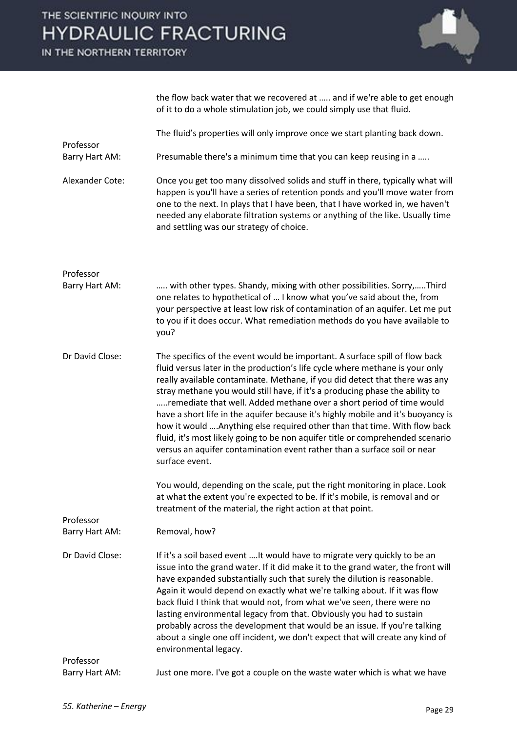the flow back water that we recovered at ….. and if we're able to get enough of it to do a whole stimulation job, we could simply use that fluid.

The fluid's properties will only improve once we start planting back down.

**Professor Barry Hart AM:** Presumable there's a minimum time that you can keep reusing in a …..

**Alexander Cote:** Once you get too many dissolved solids and stuff in there, typically what will happen is you'll have a series of retention ponds and you'll move water from one to the next. In plays that I have been, that I have worked in, we haven't needed any elaborate filtration systems or anything of the like. Usually time and settling was our strategy of choice.

**Professor Barry Hart AM:** ….. with other types. Shandy, mixing with other possibilities. Sorry,…..Third one relates to hypothetical of … I know what you've said about the, from your perspective at least low risk of contamination of an aquifer. Let me put to you if it does occur. What remediation methods do you have available to you?

**Dr David Close:** The specifics of the event would be important. A surface spill of flow back fluid versus later in the production's life cycle where methane is your only really available contaminate. Methane, if you did detect that there was any stray methane you would still have, if it's a producing phase the ability to …..remediate that well. Added methane over a short period of time would have a short life in the aquifer because it's highly mobile and it's buoyancy is how it would ….Anything else required other than that time. With flow back fluid, it's most likely going to be non aquifer title or comprehended scenario versus an aquifer contamination event rather than a surface soil or near surface event.

You would, depending on the scale, put the right monitoring in place. Look at what the extent you're expected to be. If it's mobile, is removal and or treatment of the material, the right action at that point.

**Professor Barry Hart AM:** Removal, how?

**Dr David Close:** If it's a soil based event ….It would have to migrate very quickly to be an issue into the grand water. If it did make it to the grand water, the front will have expanded substantially such that surely the dilution is reasonable. Again it would depend on exactly what we're talking about. If it was flow back fluid I think that would not, from what we've seen, there were no lasting environmental legacy from that. Obviously you had to sustain probably across the development that would be an issue. If you're talking about a single one off incident, we don't expect that will create any kind of environmental legacy.

**Professor Barry Hart AM:** Just one more. I've got a couple on the waste water which is what we have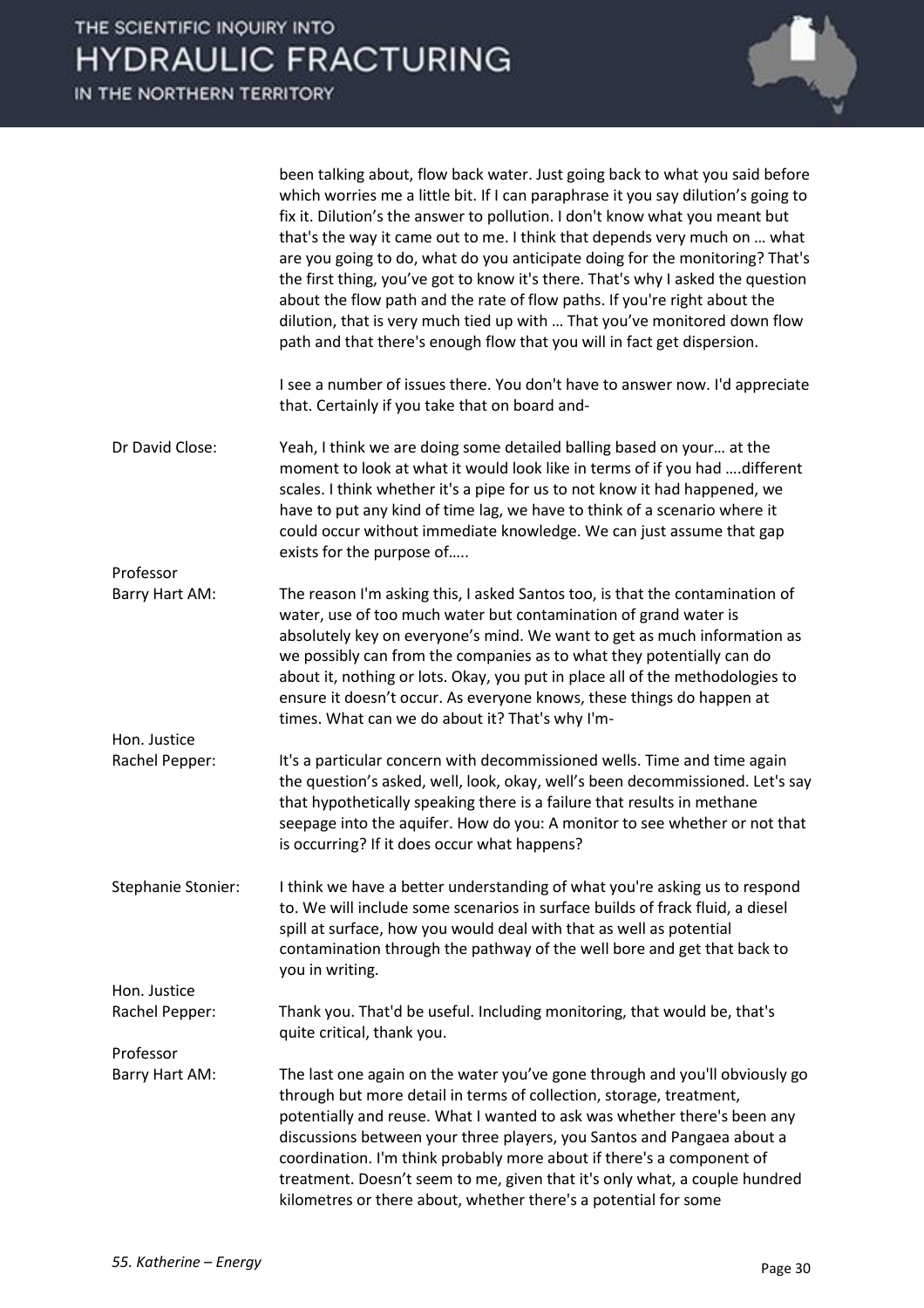been talking about, flow back water. Just going back to what you said before which worries me a little bit. If I can paraphrase it you say dilution's going to fix it. Dilution's the answer to pollution. I don't know what you meant but that's the way it came out to me. I think that depends very much on … what are you going to do, what do you anticipate doing for the monitoring? That's the first thing, you've got to know it's there. That's why I asked the question about the flow path and the rate of flow paths. If you're right about the dilution, that is very much tied up with … That you've monitored down flow path and that there's enough flow that you will in fact get dispersion.

I see a number of issues there. You don't have to answer now. I'd appreciate that. Certainly if you take that on board and-

**Dr David Close:** Yeah, I think we are doing some detailed balling based on your… at the moment to look at what it would look like in terms of if you had ….different scales. I think whether it's a pipe for us to not know it had happened, we have to put any kind of time lag, we have to think of a scenario where it could occur without immediate knowledge. We can just assume that gap exists for the purpose of…..

**Professor Barry Hart AM:** The reason I'm asking this, I asked Santos too, is that the contamination of water, use of too much water but contamination of grand water is absolutely key on everyone's mind. We want to get as much information as we possibly can from the companies as to what they potentially can do about it, nothing or lots. Okay, you put in place all of the methodologies to ensure it doesn't occur. As everyone knows, these things do happen at times. What can we do about it? That's why I'm-

**Hon. Justice Rachel Pepper:** It's a particular concern with decommissioned wells. Time and time again the question's asked, well, look, okay, well's been decommissioned. Let's say that hypothetically speaking there is a failure that results in methane seepage into the aquifer. How do you: A monitor to see whether or not that is occurring? If it does occur what happens?

**Stephanie Stonier:** I think we have a better understanding of what you're asking us to respond to. We will include some scenarios in surface builds of frack fluid, a diesel spill at surface, how you would deal with that as well as potential contamination through the pathway of the well bore and get that back to you in writing.

**Hon. Justice Rachel Pepper:** Thank you. That'd be useful. Including monitoring, that would be, that's quite critical, thank you.

**Professor Barry Hart AM:** The last one again on the water you've gone through and you'll obviously go through but more detail in terms of collection, storage, treatment, potentially and reuse. What I wanted to ask was whether there's been any discussions between your three players, you Santos and Pangaea about a coordination. I'm think probably more about if there's a component of treatment. Doesn't seem to me, given that it's only what, a couple hundred kilometres or there about, whether there's a potential for some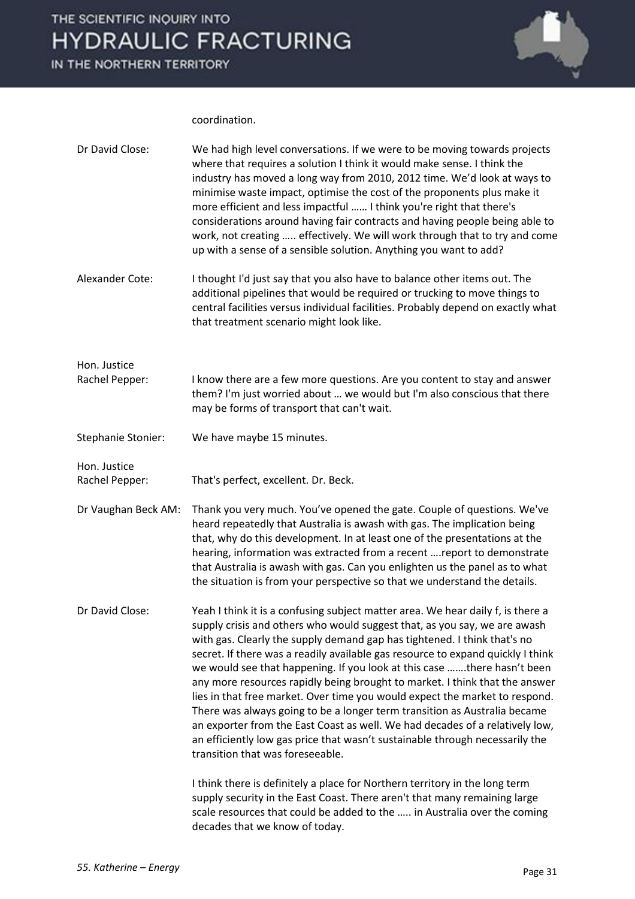coordination.

Dr David Close: We had high level conversations. If we were to be moving towards projects where that requires a solution I think it would make sense. I think the industry has moved a long way from 2010, 2012 time. We'd look at ways to minimise waste impact, optimise the cost of the proponents plus make it more efficient and less impactful …… I think you're right that there's considerations around having fair contracts and having people being able to work, not creating ….. effectively. We will work through that to try and come up with a sense of a sensible solution. Anything you want to add?

Alexander Cote: I thought I'd just say that you also have to balance other items out. The additional pipelines that would be required or trucking to move things to central facilities versus individual facilities. Probably depend on exactly what that treatment scenario might look like.

Hon. Justice Rachel Pepper: I know there are a few more questions. Are you content to stay and answer them? I'm just worried about … we would but I'm also conscious that there may be forms of transport that can't wait.

Stephanie Stonier: We have maybe 15 minutes.

Hon. Justice Rachel Pepper: That's perfect, excellent. Dr. Beck.

Dr Vaughan Beck AM: Thank you very much. You've opened the gate. Couple of questions. We've heard repeatedly that Australia is awash with gas. The implication being that, why do this development. In at least one of the presentations at the hearing, information was extracted from a recent ….report to demonstrate that Australia is awash with gas. Can you enlighten us the panel as to what the situation is from your perspective so that we understand the details.

Dr David Close: Yeah I think it is a confusing subject matter area. We hear daily f, is there a supply crisis and others who would suggest that, as you say, we are awash with gas. Clearly the supply demand gap has tightened. I think that's no secret. If there was a readily available gas resource to expand quickly I think we would see that happening. If you look at this case …….there hasn't been any more resources rapidly being brought to market. I think that the answer lies in that free market. Over time you would expect the market to respond. There was always going to be a longer term transition as Australia became an exporter from the East Coast as well. We had decades of a relatively low, an efficiently low gas price that wasn't sustainable through necessarily the transition that was foreseeable.

I think there is definitely a place for Northern territory in the long term supply security in the East Coast. There aren't that many remaining large scale resources that could be added to the ….. in Australia over the coming decades that we know of today.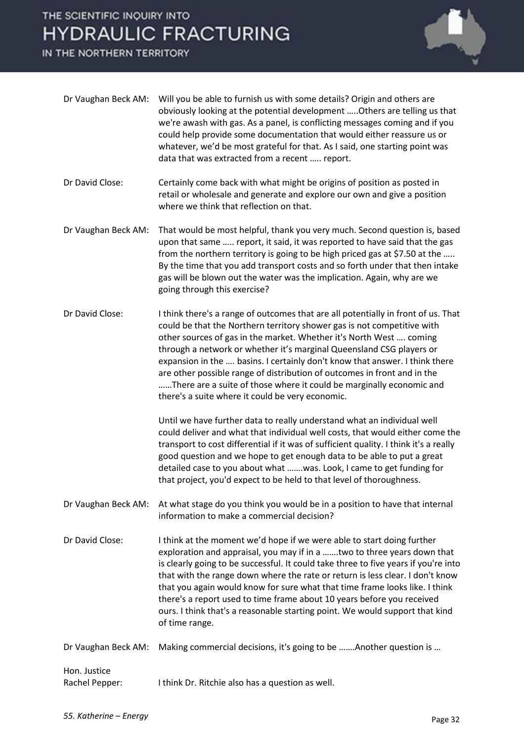Dr Vaughan Beck AM: Will you be able to furnish us with some details? Origin and others are obviously looking at the potential development …..Others are telling us that we're awash with gas. As a panel, is conflicting messages coming and if you could help provide some documentation that would either reassure us or whatever, we'd be most grateful for that. As I said, one starting point was data that was extracted from a recent ….. report.

Dr David Close: Certainly come back with what might be origins of position as posted in retail or wholesale and generate and explore our own and give a position where we think that reflection on that.

Dr Vaughan Beck AM: That would be most helpful, thank you very much. Second question is, based upon that same ….. report, it said, it was reported to have said that the gas from the northern territory is going to be high priced gas at $7.50 at the ….. By the time that you add transport costs and so forth under that then intake gas will be blown out the water was the implication. Again, why are we going through this exercise?

Dr David Close: I think there's a range of outcomes that are all potentially in front of us. That could be that the Northern territory shower gas is not competitive with other sources of gas in the market. Whether it's North West …. coming through a network or whether it's marginal Queensland CSG players or expansion in the …. basins. I certainly don't know that answer. I think there are other possible range of distribution of outcomes in front and in the ……There are a suite of those where it could be marginally economic and there's a suite where it could be very economic.

Until we have further data to really understand what an individual well could deliver and what that individual well costs, that would either come the transport to cost differential if it was of sufficient quality. I think it's a really good question and we hope to get enough data to be able to put a great detailed case to you about what …….was. Look, I came to get funding for that project, you'd expect to be held to that level of thoroughness.

Dr Vaughan Beck AM: At what stage do you think you would be in a position to have that internal information to make a commercial decision?

Dr David Close: I think at the moment we'd hope if we were able to start doing further exploration and appraisal, you may if in a …….two to three years down that is clearly going to be successful. It could take three to five years if you're into that with the range down where the rate or return is less clear. I don't know that you again would know for sure what that time frame looks like. I think there's a report used to time frame about 10 years before you received ours. I think that's a reasonable starting point. We would support that kind of time range.

Dr Vaughan Beck AM: Making commercial decisions, it's going to be …….Another question is …

Hon. Justice Rachel Pepper: I think Dr. Ritchie also has a question as well.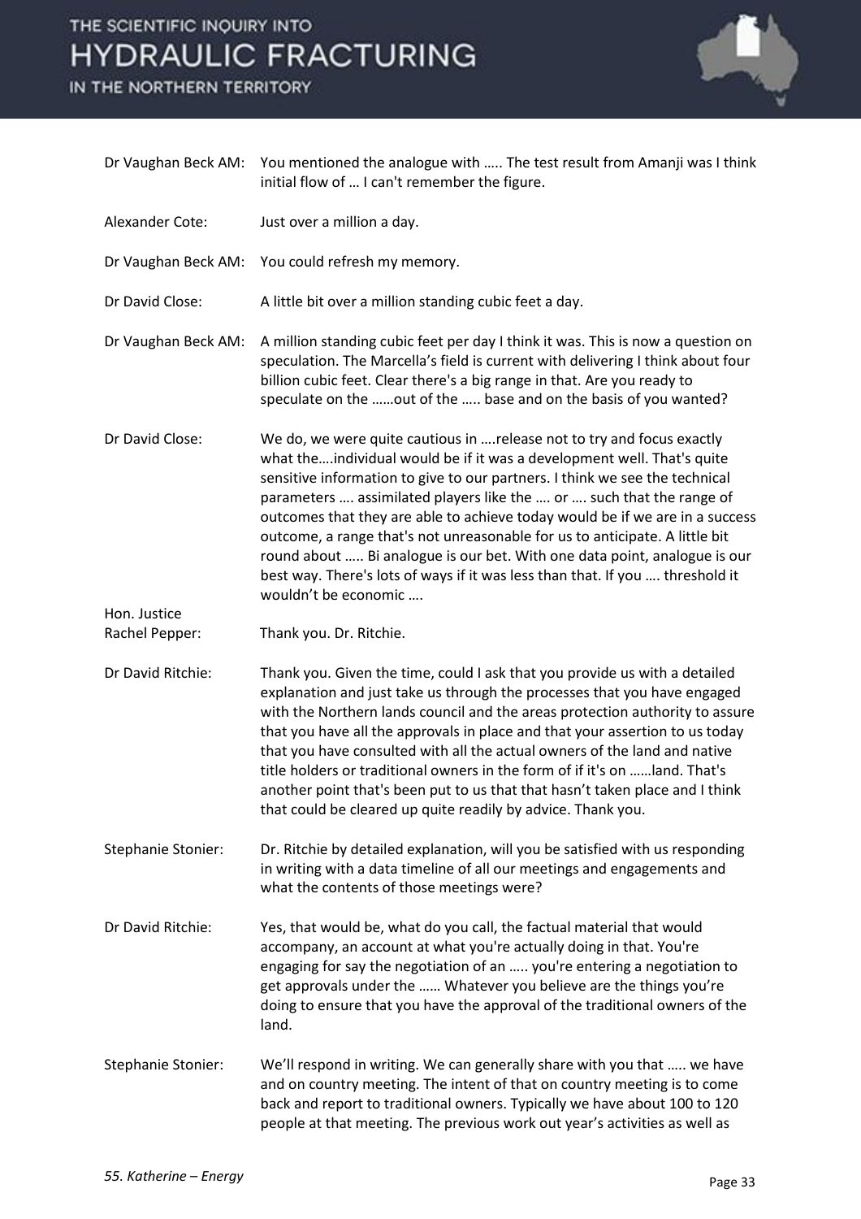Dr Vaughan Beck AM: You mentioned the analogue with ….. The test result from Amanji was I think initial flow of … I can't remember the figure.

Alexander Cote: Just over a million a day.

Dr Vaughan Beck AM: You could refresh my memory.

Dr David Close: A little bit over a million standing cubic feet a day.

Dr Vaughan Beck AM: A million standing cubic feet per day I think it was. This is now a question on speculation. The Marcella's field is current with delivering I think about four billion cubic feet. Clear there's a big range in that. Are you ready to speculate on the ……out of the ….. base and on the basis of you wanted?

Dr David Close: We do, we were quite cautious in ….release not to try and focus exactly what the….individual would be if it was a development well. That's quite sensitive information to give to our partners. I think we see the technical parameters …. assimilated players like the …. or …. such that the range of outcomes that they are able to achieve today would be if we are in a success outcome, a range that's not unreasonable for us to anticipate. A little bit round about ….. Bi analogue is our bet. With one data point, analogue is our best way. There's lots of ways if it was less than that. If you …. threshold it wouldn't be economic ….

Hon. Justice Rachel Pepper: Thank you. Dr. Ritchie.

Dr David Ritchie: Thank you. Given the time, could I ask that you provide us with a detailed explanation and just take us through the processes that you have engaged with the Northern lands council and the areas protection authority to assure that you have all the approvals in place and that your assertion to us today that you have consulted with all the actual owners of the land and native title holders or traditional owners in the form of if it's on ……land. That's another point that's been put to us that that hasn't taken place and I think that could be cleared up quite readily by advice. Thank you.

Stephanie Stonier: Dr. Ritchie by detailed explanation, will you be satisfied with us responding in writing with a data timeline of all our meetings and engagements and what the contents of those meetings were?

Dr David Ritchie: Yes, that would be, what do you call, the factual material that would accompany, an account at what you're actually doing in that. You're engaging for say the negotiation of an ….. you're entering a negotiation to get approvals under the …… Whatever you believe are the things you're doing to ensure that you have the approval of the traditional owners of the land.

Stephanie Stonier: We'll respond in writing. We can generally share with you that ….. we have and on country meeting. The intent of that on country meeting is to come back and report to traditional owners. Typically we have about 100 to 120 people at that meeting. The previous work out year's activities as well as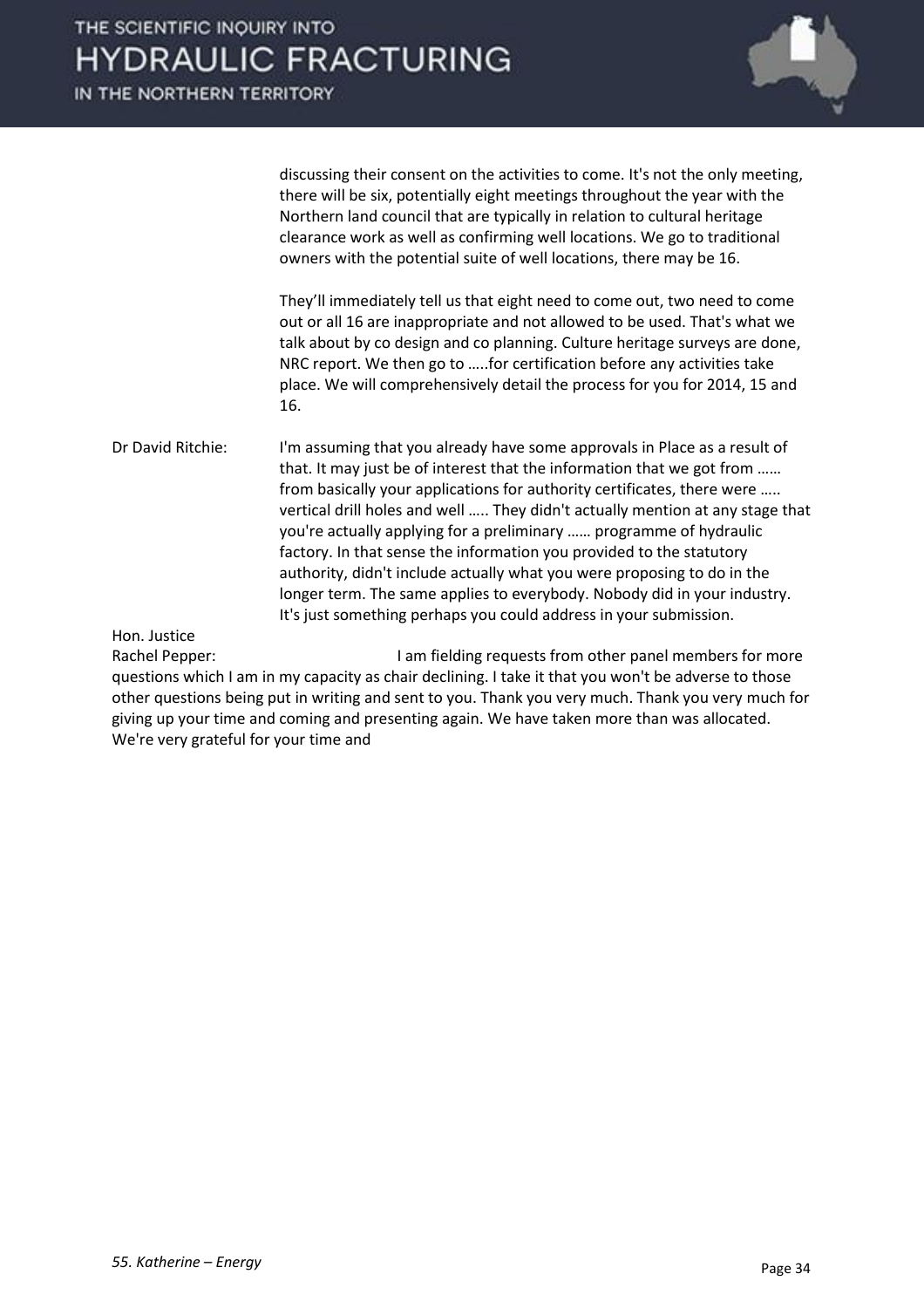discussing their consent on the activities to come. It's not the only meeting, there will be six, potentially eight meetings throughout the year with the Northern land council that are typically in relation to cultural heritage clearance work as well as confirming well locations. We go to traditional owners with the potential suite of well locations, there may be 16.

They'll immediately tell us that eight need to come out, two need to come out or all 16 are inappropriate and not allowed to be used. That's what we talk about by co design and co planning. Culture heritage surveys are done, NRC report. We then go to …..for certification before any activities take place. We will comprehensively detail the process for you for 2014, 15 and 16.

Dr David Ritchie: I'm assuming that you already have some approvals in Place as a result of that. It may just be of interest that the information that we got from …… from basically your applications for authority certificates, there were ….. vertical drill holes and well ….. They didn't actually mention at any stage that you're actually applying for a preliminary …… programme of hydraulic factory. In that sense the information you provided to the statutory authority, didn't include actually what you were proposing to do in the longer term. The same applies to everybody. Nobody did in your industry. It's just something perhaps you could address in your submission.

Hon. Justice Rachel Pepper: I am fielding requests from other panel members for more questions which I am in my capacity as chair declining. I take it that you won't be adverse to those other questions being put in writing and sent to you. Thank you very much. Thank you very much for giving up your time and coming and presenting again. We have taken more than was allocated. We're very grateful for your time and